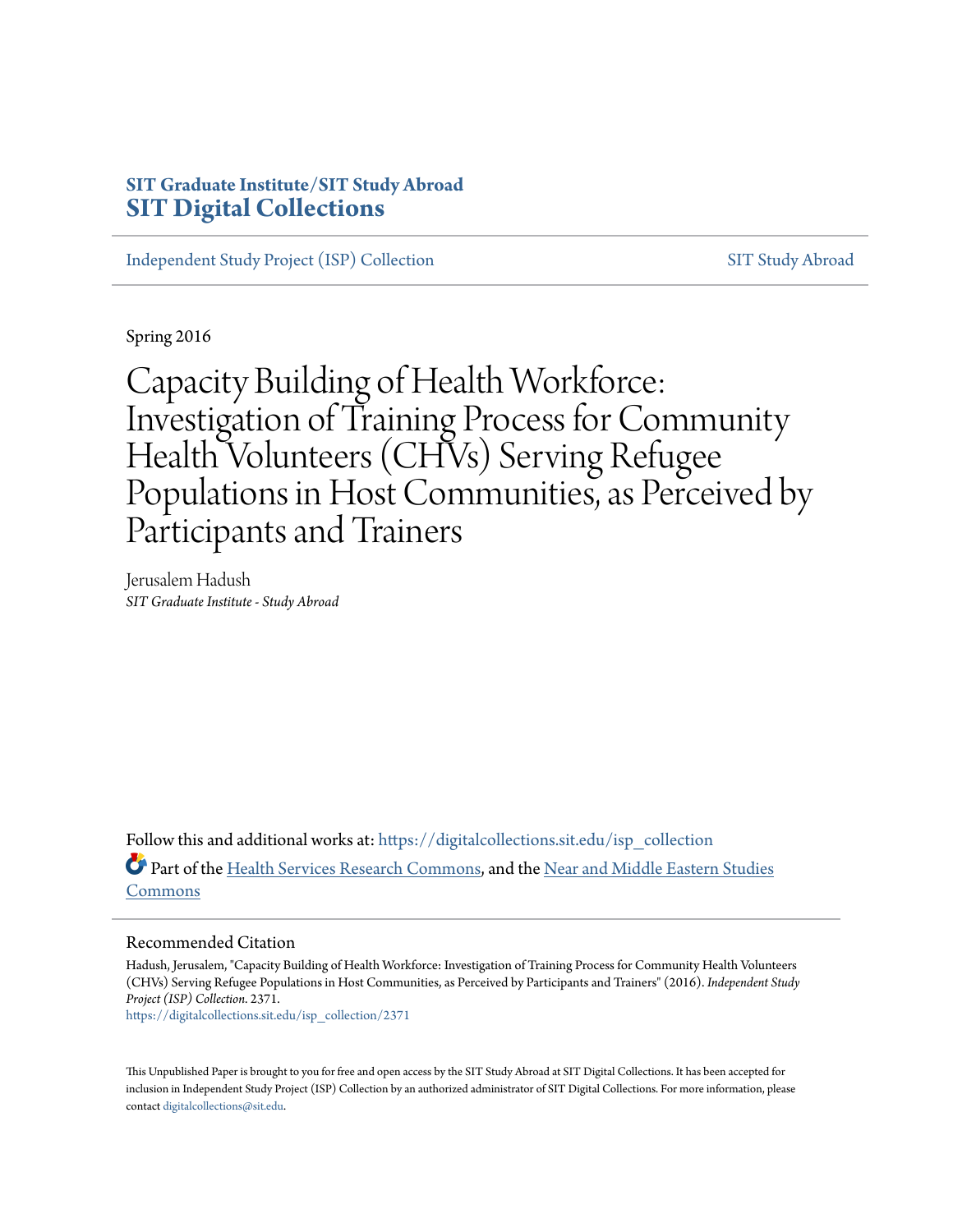**SIT Graduate Institute/SIT Study Abroad**
**SIT Digital Collections**

Independent Study Project (ISP) Collection | SIT Study Abroad

Spring 2016

# Capacity Building of Health Workforce: Investigation of Training Process for Community Health Volunteers (CHVs) Serving Refugee Populations in Host Communities, as Perceived by Participants and Trainers

Jerusalem Hadush
*SIT Graduate Institute - Study Abroad*

Follow this and additional works at: https://digitalcollections.sit.edu/isp_collection

Part of the Health Services Research Commons, and the Near and Middle Eastern Studies Commons

## Recommended Citation

Hadush, Jerusalem, "Capacity Building of Health Workforce: Investigation of Training Process for Community Health Volunteers (CHVs) Serving Refugee Populations in Host Communities, as Perceived by Participants and Trainers" (2016). *Independent Study Project (ISP) Collection*. 2371.
https://digitalcollections.sit.edu/isp_collection/2371

This Unpublished Paper is brought to you for free and open access by the SIT Study Abroad at SIT Digital Collections. It has been accepted for inclusion in Independent Study Project (ISP) Collection by an authorized administrator of SIT Digital Collections. For more information, please contact digitalcollections@sit.edu.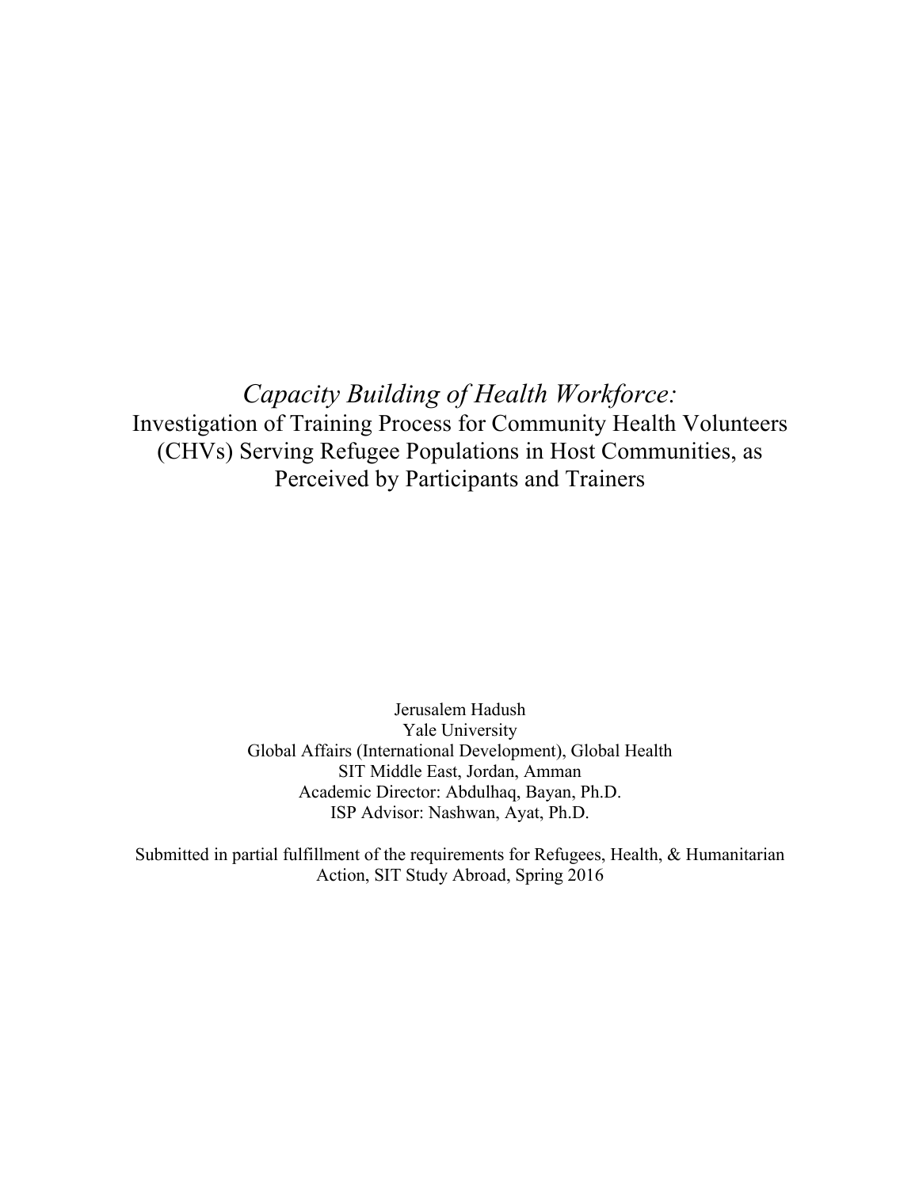# *Capacity Building of Health Workforce:*

Investigation of Training Process for Community Health Volunteers (CHVs) Serving Refugee Populations in Host Communities, as Perceived by Participants and Trainers

Jerusalem Hadush
Yale University
Global Affairs (International Development), Global Health
SIT Middle East, Jordan, Amman
Academic Director: Abdulhaq, Bayan, Ph.D.
ISP Advisor: Nashwan, Ayat, Ph.D.

Submitted in partial fulfillment of the requirements for Refugees, Health, & Humanitarian Action, SIT Study Abroad, Spring 2016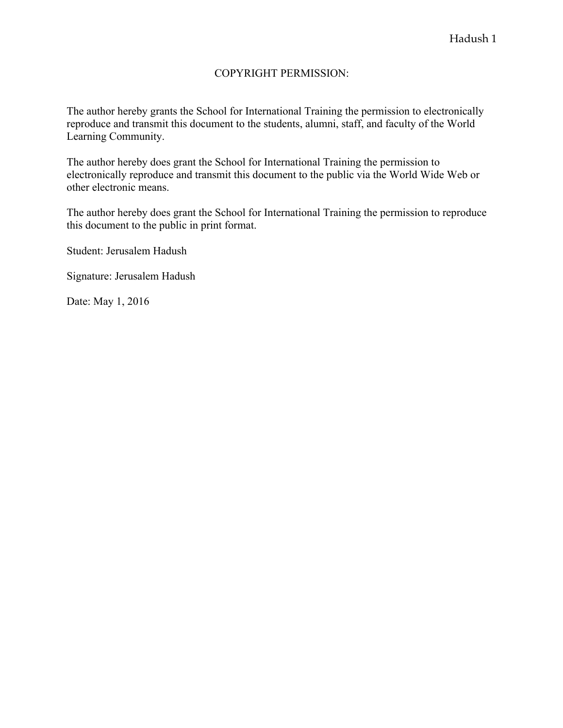# COPYRIGHT PERMISSION:

The author hereby grants the School for International Training the permission to electronically reproduce and transmit this document to the students, alumni, staff, and faculty of the World Learning Community.

The author hereby does grant the School for International Training the permission to electronically reproduce and transmit this document to the public via the World Wide Web or other electronic means.

The author hereby does grant the School for International Training the permission to reproduce this document to the public in print format.

Student: Jerusalem Hadush

Signature: Jerusalem Hadush

Date: May 1, 2016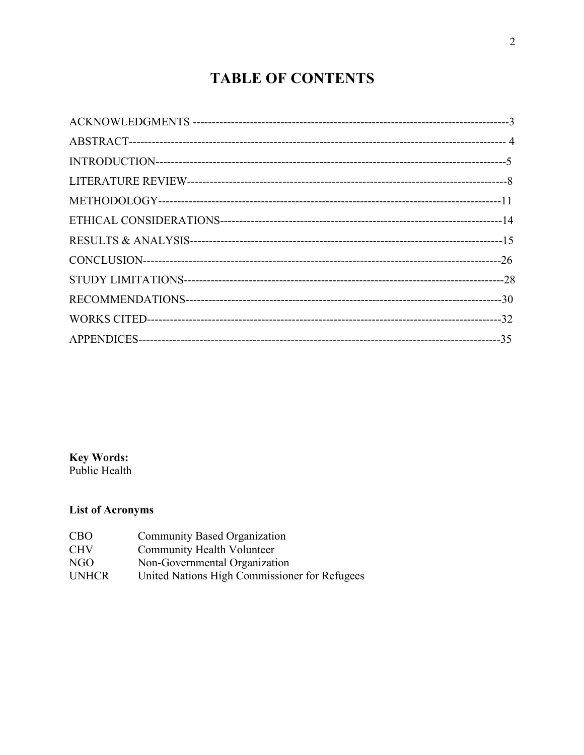# TABLE OF CONTENTS

ACKNOWLEDGMENTS -------------------------------------------------------------------------------3
ABSTRACT------------------------------------------------------------------------------------------------ 4
INTRODUCTION----------------------------------------------------------------------------------------5
LITERATURE REVIEW-------------------------------------------------------------------------------8
METHODOLOGY--------------------------------------------------------------------------------------11
ETHICAL CONSIDERATIONS---------------------------------------------------------------------14
RESULTS & ANALYSIS-----------------------------------------------------------------------------15
CONCLUSION------------------------------------------------------------------------------------------26
STUDY LIMITATIONS-------------------------------------------------------------------------------28
RECOMMENDATIONS------------------------------------------------------------------------------30
WORKS CITED-----------------------------------------------------------------------------------------32
APPENDICES-------------------------------------------------------------------------------------------35

**Key Words:**
Public Health

**List of Acronyms**

| | |
|---|---|
| CBO | Community Based Organization |
| CHV | Community Health Volunteer |
| NGO | Non-Governmental Organization |
| UNHCR | United Nations High Commissioner for Refugees |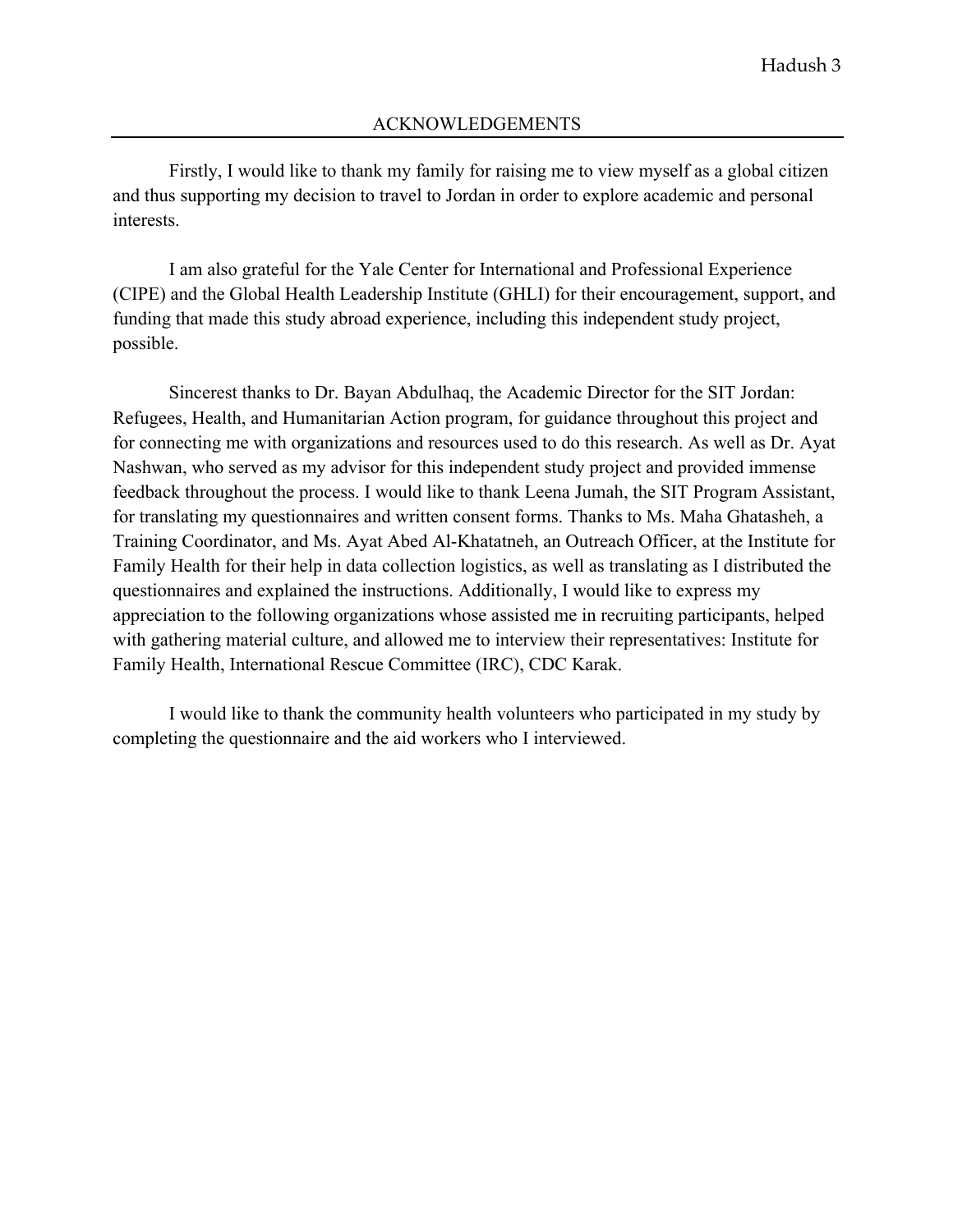## ACKNOWLEDGEMENTS

Firstly, I would like to thank my family for raising me to view myself as a global citizen and thus supporting my decision to travel to Jordan in order to explore academic and personal interests.

I am also grateful for the Yale Center for International and Professional Experience (CIPE) and the Global Health Leadership Institute (GHLI) for their encouragement, support, and funding that made this study abroad experience, including this independent study project, possible.

Sincerest thanks to Dr. Bayan Abdulhaq, the Academic Director for the SIT Jordan: Refugees, Health, and Humanitarian Action program, for guidance throughout this project and for connecting me with organizations and resources used to do this research. As well as Dr. Ayat Nashwan, who served as my advisor for this independent study project and provided immense feedback throughout the process. I would like to thank Leena Jumah, the SIT Program Assistant, for translating my questionnaires and written consent forms. Thanks to Ms. Maha Ghatasheh, a Training Coordinator, and Ms. Ayat Abed Al-Khatatneh, an Outreach Officer, at the Institute for Family Health for their help in data collection logistics, as well as translating as I distributed the questionnaires and explained the instructions. Additionally, I would like to express my appreciation to the following organizations whose assisted me in recruiting participants, helped with gathering material culture, and allowed me to interview their representatives: Institute for Family Health, International Rescue Committee (IRC), CDC Karak.

I would like to thank the community health volunteers who participated in my study by completing the questionnaire and the aid workers who I interviewed.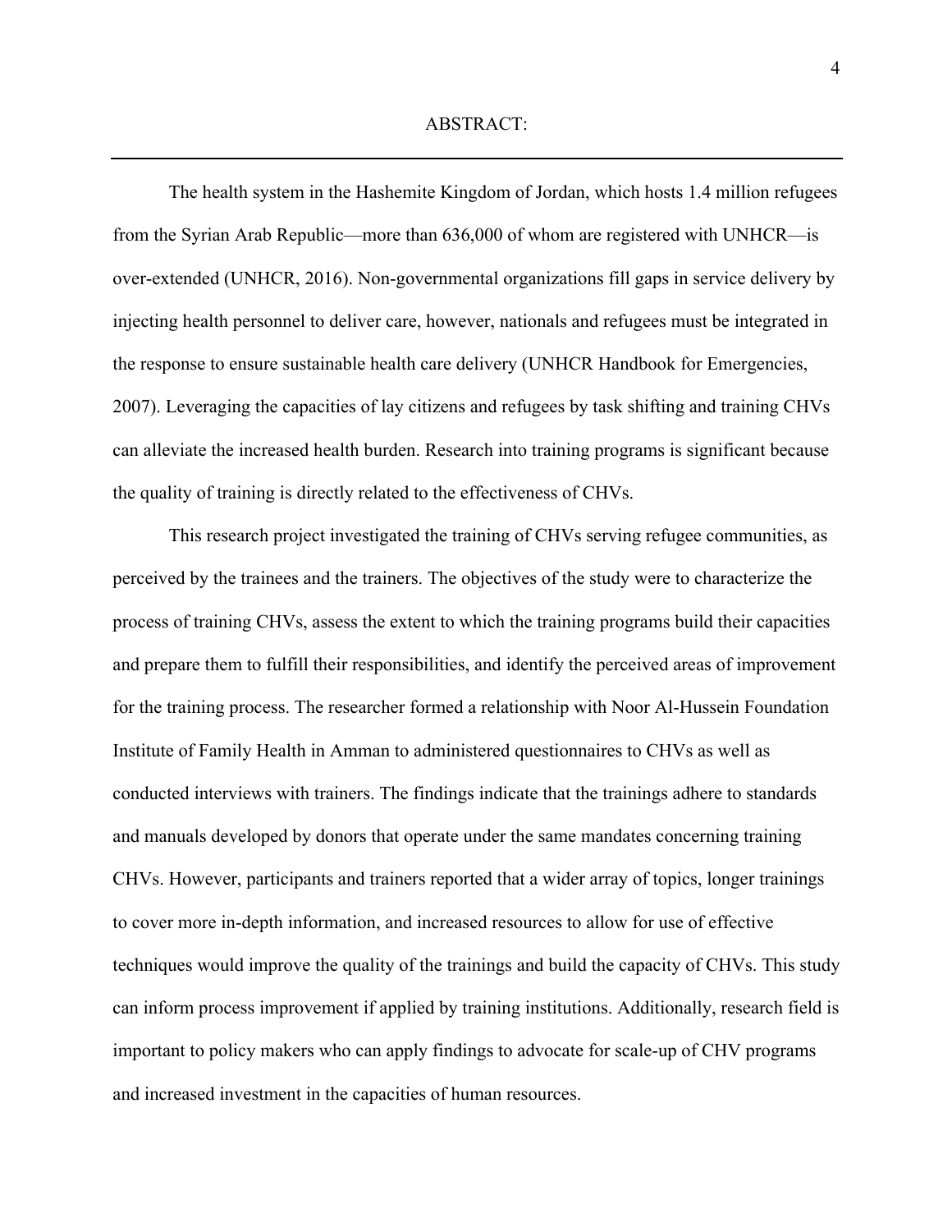# ABSTRACT:

---

The health system in the Hashemite Kingdom of Jordan, which hosts 1.4 million refugees from the Syrian Arab Republic—more than 636,000 of whom are registered with UNHCR—is over-extended (UNHCR, 2016). Non-governmental organizations fill gaps in service delivery by injecting health personnel to deliver care, however, nationals and refugees must be integrated in the response to ensure sustainable health care delivery (UNHCR Handbook for Emergencies, 2007). Leveraging the capacities of lay citizens and refugees by task shifting and training CHVs can alleviate the increased health burden. Research into training programs is significant because the quality of training is directly related to the effectiveness of CHVs.

This research project investigated the training of CHVs serving refugee communities, as perceived by the trainees and the trainers. The objectives of the study were to characterize the process of training CHVs, assess the extent to which the training programs build their capacities and prepare them to fulfill their responsibilities, and identify the perceived areas of improvement for the training process. The researcher formed a relationship with Noor Al-Hussein Foundation Institute of Family Health in Amman to administered questionnaires to CHVs as well as conducted interviews with trainers. The findings indicate that the trainings adhere to standards and manuals developed by donors that operate under the same mandates concerning training CHVs. However, participants and trainers reported that a wider array of topics, longer trainings to cover more in-depth information, and increased resources to allow for use of effective techniques would improve the quality of the trainings and build the capacity of CHVs. This study can inform process improvement if applied by training institutions. Additionally, research field is important to policy makers who can apply findings to advocate for scale-up of CHV programs and increased investment in the capacities of human resources.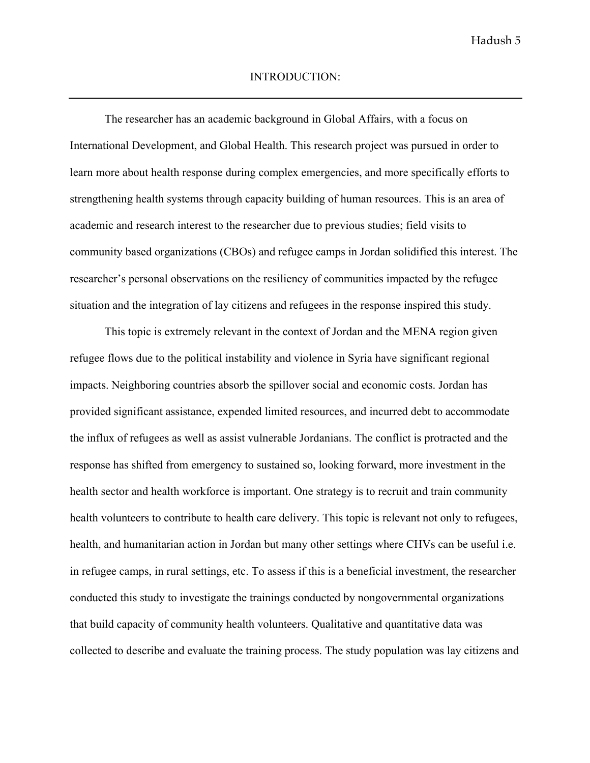# INTRODUCTION:

The researcher has an academic background in Global Affairs, with a focus on International Development, and Global Health. This research project was pursued in order to learn more about health response during complex emergencies, and more specifically efforts to strengthening health systems through capacity building of human resources. This is an area of academic and research interest to the researcher due to previous studies; field visits to community based organizations (CBOs) and refugee camps in Jordan solidified this interest. The researcher's personal observations on the resiliency of communities impacted by the refugee situation and the integration of lay citizens and refugees in the response inspired this study.

This topic is extremely relevant in the context of Jordan and the MENA region given refugee flows due to the political instability and violence in Syria have significant regional impacts. Neighboring countries absorb the spillover social and economic costs. Jordan has provided significant assistance, expended limited resources, and incurred debt to accommodate the influx of refugees as well as assist vulnerable Jordanians. The conflict is protracted and the response has shifted from emergency to sustained so, looking forward, more investment in the health sector and health workforce is important. One strategy is to recruit and train community health volunteers to contribute to health care delivery. This topic is relevant not only to refugees, health, and humanitarian action in Jordan but many other settings where CHVs can be useful i.e. in refugee camps, in rural settings, etc. To assess if this is a beneficial investment, the researcher conducted this study to investigate the trainings conducted by nongovernmental organizations that build capacity of community health volunteers. Qualitative and quantitative data was collected to describe and evaluate the training process. The study population was lay citizens and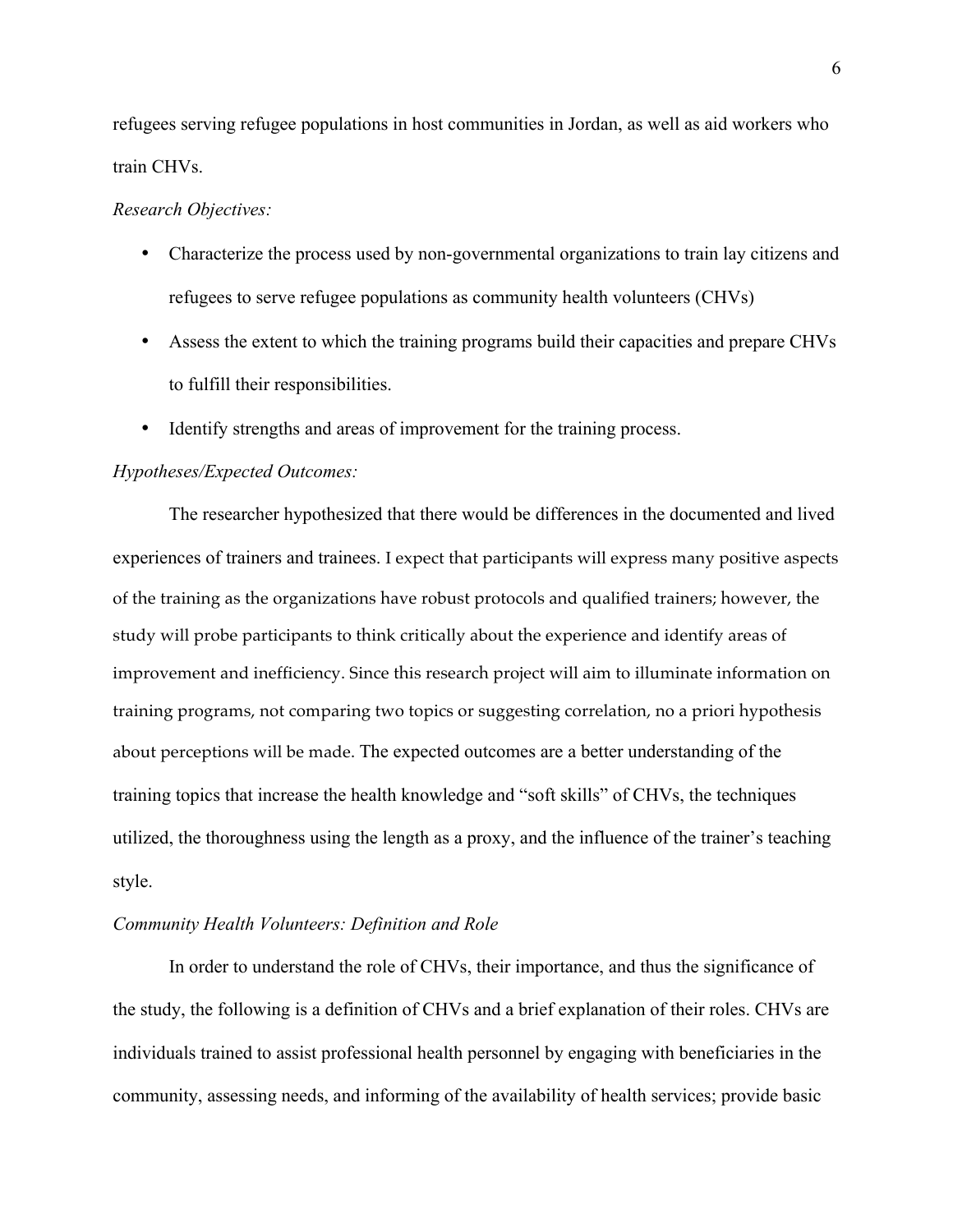refugees serving refugee populations in host communities in Jordan, as well as aid workers who train CHVs.

*Research Objectives:*

- Characterize the process used by non-governmental organizations to train lay citizens and refugees to serve refugee populations as community health volunteers (CHVs)
- Assess the extent to which the training programs build their capacities and prepare CHVs to fulfill their responsibilities.
- Identify strengths and areas of improvement for the training process.

*Hypotheses/Expected Outcomes:*

The researcher hypothesized that there would be differences in the documented and lived experiences of trainers and trainees. I expect that participants will express many positive aspects of the training as the organizations have robust protocols and qualified trainers; however, the study will probe participants to think critically about the experience and identify areas of improvement and inefficiency. Since this research project will aim to illuminate information on training programs, not comparing two topics or suggesting correlation, no a priori hypothesis about perceptions will be made. The expected outcomes are a better understanding of the training topics that increase the health knowledge and "soft skills" of CHVs, the techniques utilized, the thoroughness using the length as a proxy, and the influence of the trainer's teaching style.

*Community Health Volunteers: Definition and Role*

In order to understand the role of CHVs, their importance, and thus the significance of the study, the following is a definition of CHVs and a brief explanation of their roles. CHVs are individuals trained to assist professional health personnel by engaging with beneficiaries in the community, assessing needs, and informing of the availability of health services; provide basic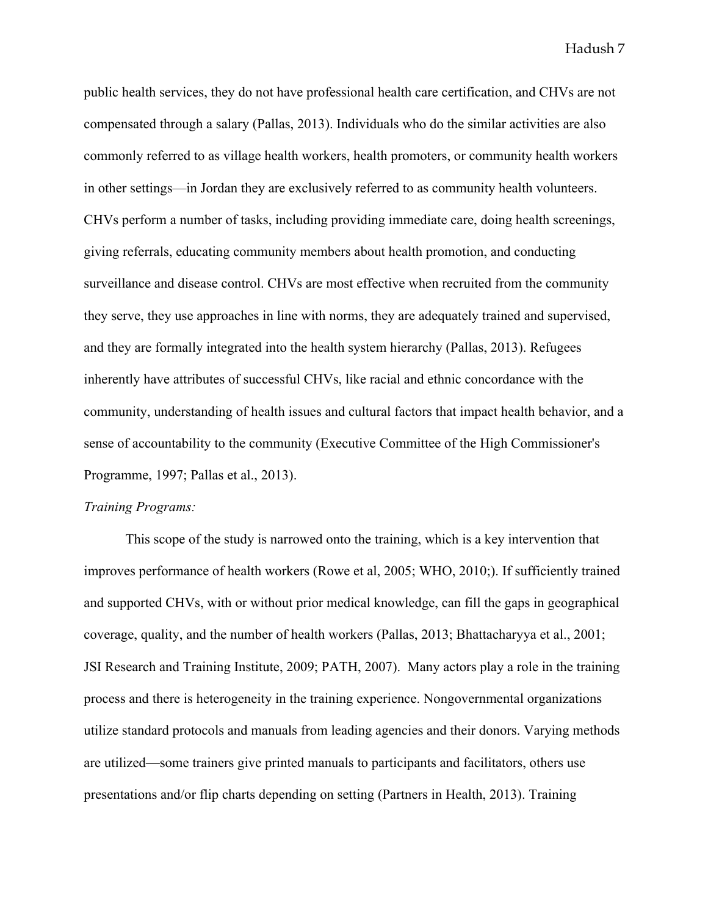public health services, they do not have professional health care certification, and CHVs are not compensated through a salary (Pallas, 2013). Individuals who do the similar activities are also commonly referred to as village health workers, health promoters, or community health workers in other settings—in Jordan they are exclusively referred to as community health volunteers. CHVs perform a number of tasks, including providing immediate care, doing health screenings, giving referrals, educating community members about health promotion, and conducting surveillance and disease control. CHVs are most effective when recruited from the community they serve, they use approaches in line with norms, they are adequately trained and supervised, and they are formally integrated into the health system hierarchy (Pallas, 2013). Refugees inherently have attributes of successful CHVs, like racial and ethnic concordance with the community, understanding of health issues and cultural factors that impact health behavior, and a sense of accountability to the community (Executive Committee of the High Commissioner's Programme, 1997; Pallas et al., 2013).

*Training Programs:*

This scope of the study is narrowed onto the training, which is a key intervention that improves performance of health workers (Rowe et al, 2005; WHO, 2010;). If sufficiently trained and supported CHVs, with or without prior medical knowledge, can fill the gaps in geographical coverage, quality, and the number of health workers (Pallas, 2013; Bhattacharyya et al., 2001; JSI Research and Training Institute, 2009; PATH, 2007). Many actors play a role in the training process and there is heterogeneity in the training experience. Nongovernmental organizations utilize standard protocols and manuals from leading agencies and their donors. Varying methods are utilized—some trainers give printed manuals to participants and facilitators, others use presentations and/or flip charts depending on setting (Partners in Health, 2013). Training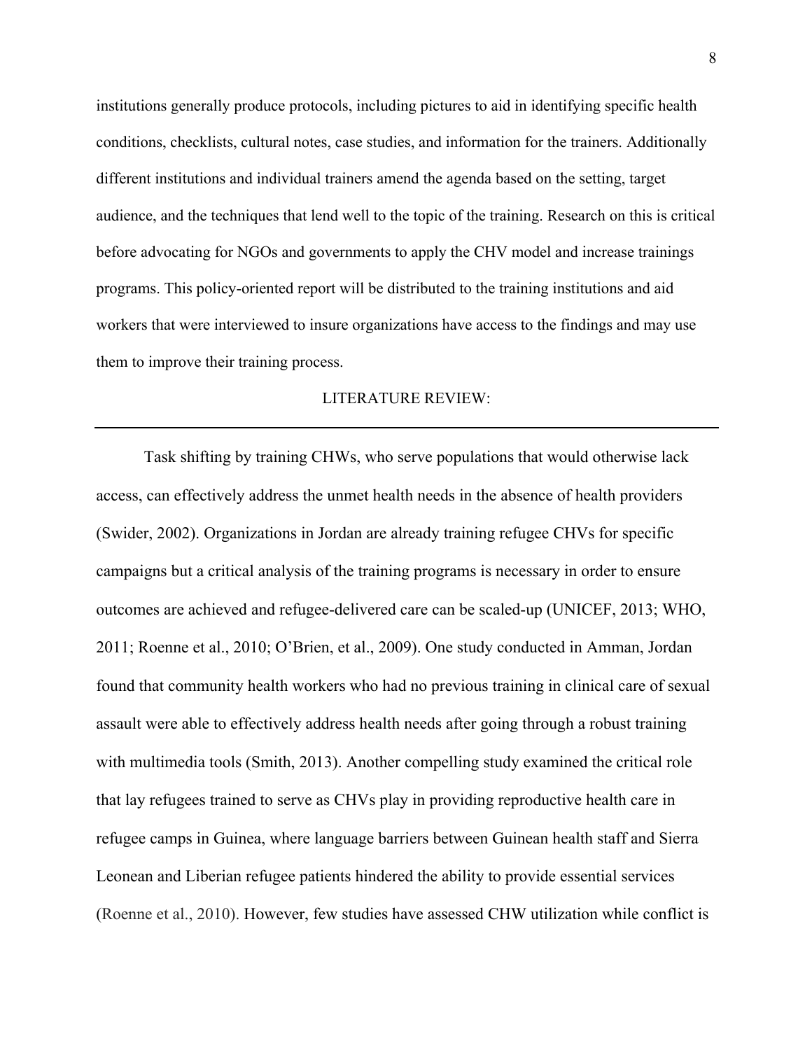institutions generally produce protocols, including pictures to aid in identifying specific health conditions, checklists, cultural notes, case studies, and information for the trainers. Additionally different institutions and individual trainers amend the agenda based on the setting, target audience, and the techniques that lend well to the topic of the training. Research on this is critical before advocating for NGOs and governments to apply the CHV model and increase trainings programs. This policy-oriented report will be distributed to the training institutions and aid workers that were interviewed to insure organizations have access to the findings and may use them to improve their training process.

## LITERATURE REVIEW:

---

Task shifting by training CHWs, who serve populations that would otherwise lack access, can effectively address the unmet health needs in the absence of health providers (Swider, 2002). Organizations in Jordan are already training refugee CHVs for specific campaigns but a critical analysis of the training programs is necessary in order to ensure outcomes are achieved and refugee-delivered care can be scaled-up (UNICEF, 2013; WHO, 2011; Roenne et al., 2010; O'Brien, et al., 2009). One study conducted in Amman, Jordan found that community health workers who had no previous training in clinical care of sexual assault were able to effectively address health needs after going through a robust training with multimedia tools (Smith, 2013). Another compelling study examined the critical role that lay refugees trained to serve as CHVs play in providing reproductive health care in refugee camps in Guinea, where language barriers between Guinean health staff and Sierra Leonean and Liberian refugee patients hindered the ability to provide essential services (Roenne et al., 2010). However, few studies have assessed CHW utilization while conflict is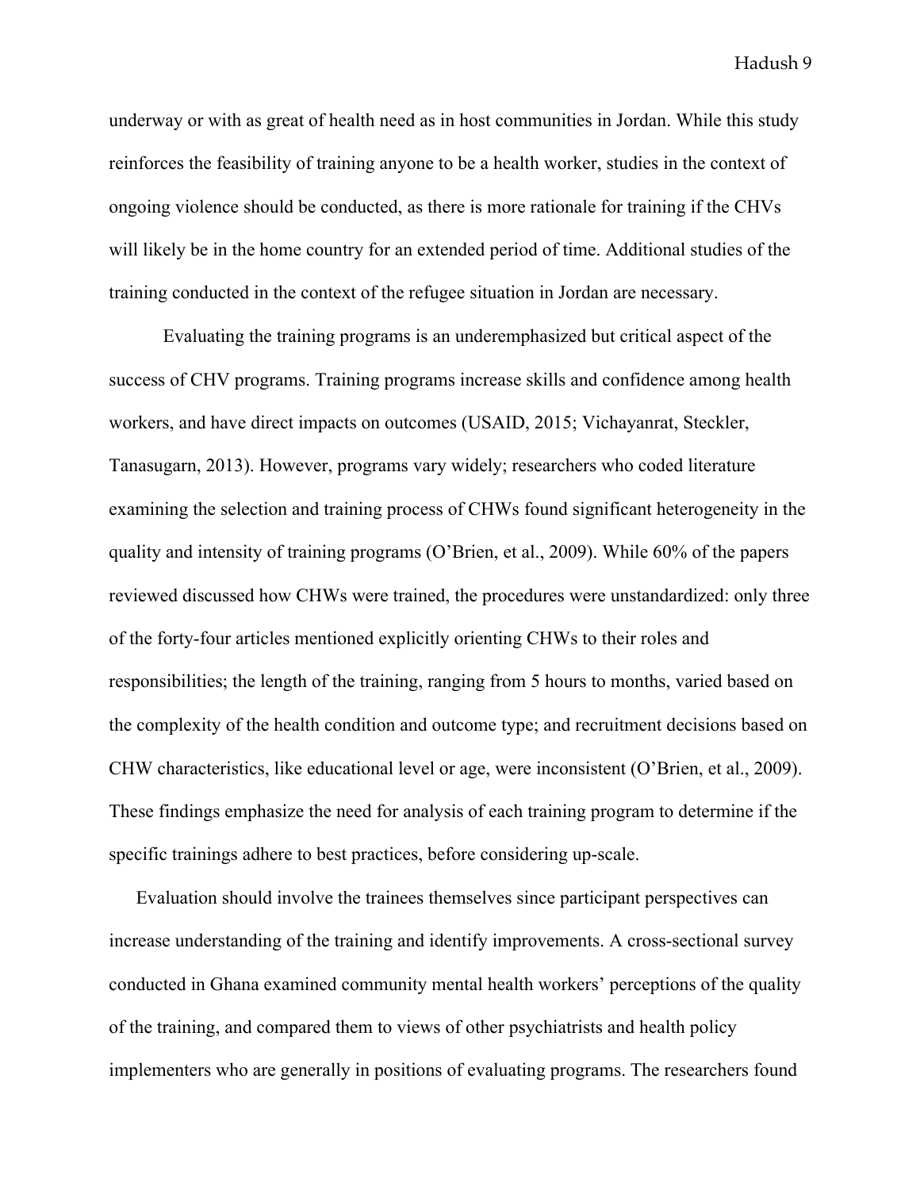underway or with as great of health need as in host communities in Jordan. While this study reinforces the feasibility of training anyone to be a health worker, studies in the context of ongoing violence should be conducted, as there is more rationale for training if the CHVs will likely be in the home country for an extended period of time. Additional studies of the training conducted in the context of the refugee situation in Jordan are necessary.

Evaluating the training programs is an underemphasized but critical aspect of the success of CHV programs. Training programs increase skills and confidence among health workers, and have direct impacts on outcomes (USAID, 2015; Vichayanrat, Steckler, Tanasugarn, 2013). However, programs vary widely; researchers who coded literature examining the selection and training process of CHWs found significant heterogeneity in the quality and intensity of training programs (O'Brien, et al., 2009). While 60% of the papers reviewed discussed how CHWs were trained, the procedures were unstandardized: only three of the forty-four articles mentioned explicitly orienting CHWs to their roles and responsibilities; the length of the training, ranging from 5 hours to months, varied based on the complexity of the health condition and outcome type; and recruitment decisions based on CHW characteristics, like educational level or age, were inconsistent (O'Brien, et al., 2009). These findings emphasize the need for analysis of each training program to determine if the specific trainings adhere to best practices, before considering up-scale.

Evaluation should involve the trainees themselves since participant perspectives can increase understanding of the training and identify improvements. A cross-sectional survey conducted in Ghana examined community mental health workers' perceptions of the quality of the training, and compared them to views of other psychiatrists and health policy implementers who are generally in positions of evaluating programs. The researchers found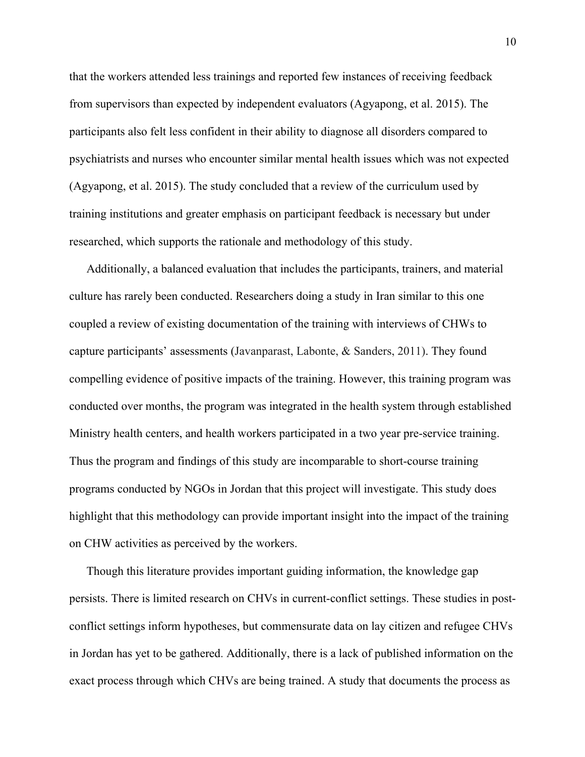that the workers attended less trainings and reported few instances of receiving feedback from supervisors than expected by independent evaluators (Agyapong, et al. 2015). The participants also felt less confident in their ability to diagnose all disorders compared to psychiatrists and nurses who encounter similar mental health issues which was not expected (Agyapong, et al. 2015). The study concluded that a review of the curriculum used by training institutions and greater emphasis on participant feedback is necessary but under researched, which supports the rationale and methodology of this study.

Additionally, a balanced evaluation that includes the participants, trainers, and material culture has rarely been conducted. Researchers doing a study in Iran similar to this one coupled a review of existing documentation of the training with interviews of CHWs to capture participants' assessments (Javanparast, Labonte, & Sanders, 2011). They found compelling evidence of positive impacts of the training. However, this training program was conducted over months, the program was integrated in the health system through established Ministry health centers, and health workers participated in a two year pre-service training. Thus the program and findings of this study are incomparable to short-course training programs conducted by NGOs in Jordan that this project will investigate. This study does highlight that this methodology can provide important insight into the impact of the training on CHW activities as perceived by the workers.

Though this literature provides important guiding information, the knowledge gap persists. There is limited research on CHVs in current-conflict settings. These studies in post-conflict settings inform hypotheses, but commensurate data on lay citizen and refugee CHVs in Jordan has yet to be gathered. Additionally, there is a lack of published information on the exact process through which CHVs are being trained. A study that documents the process as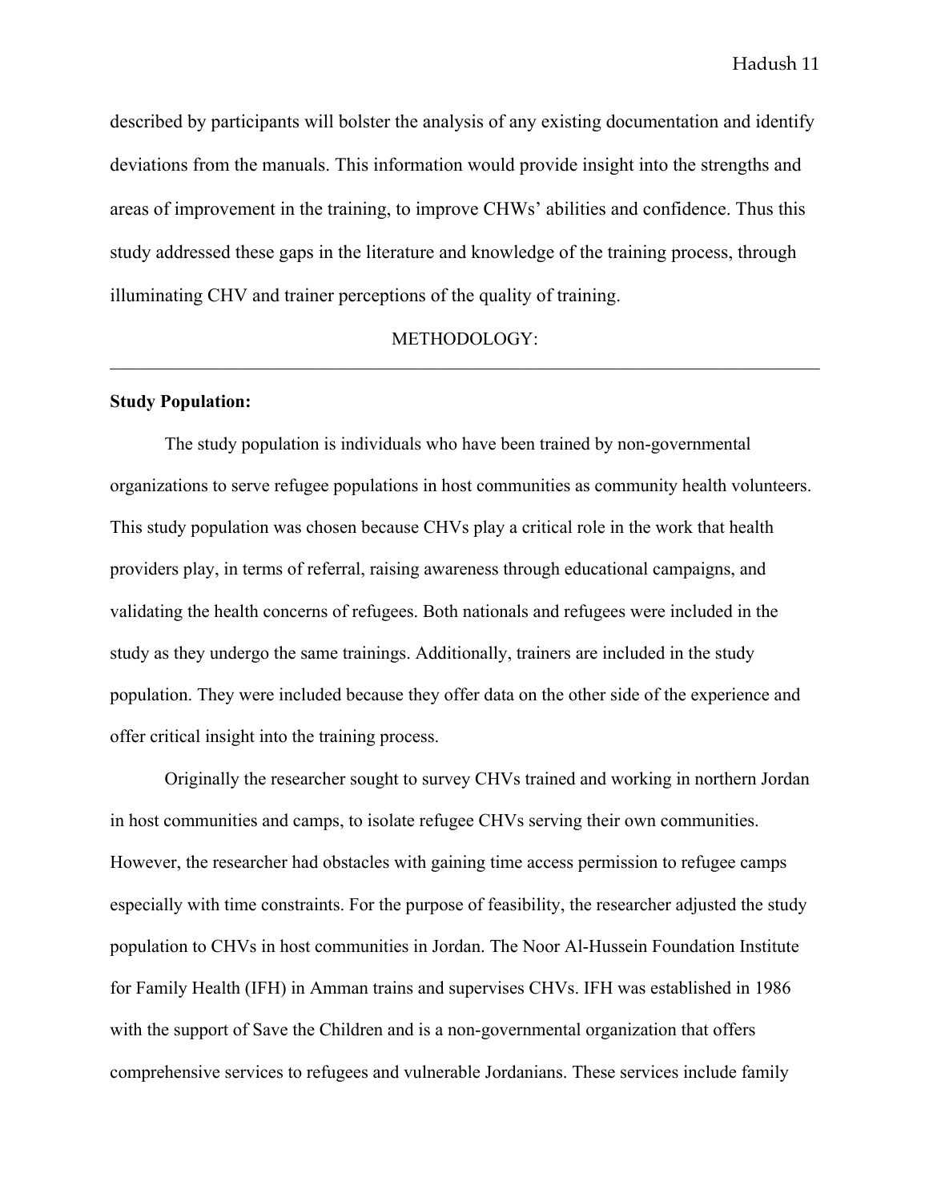described by participants will bolster the analysis of any existing documentation and identify deviations from the manuals. This information would provide insight into the strengths and areas of improvement in the training, to improve CHWs' abilities and confidence. Thus this study addressed these gaps in the literature and knowledge of the training process, through illuminating CHV and trainer perceptions of the quality of training.

## METHODOLOGY:

---

**Study Population:**

The study population is individuals who have been trained by non-governmental organizations to serve refugee populations in host communities as community health volunteers. This study population was chosen because CHVs play a critical role in the work that health providers play, in terms of referral, raising awareness through educational campaigns, and validating the health concerns of refugees. Both nationals and refugees were included in the study as they undergo the same trainings. Additionally, trainers are included in the study population. They were included because they offer data on the other side of the experience and offer critical insight into the training process.

Originally the researcher sought to survey CHVs trained and working in northern Jordan in host communities and camps, to isolate refugee CHVs serving their own communities. However, the researcher had obstacles with gaining time access permission to refugee camps especially with time constraints. For the purpose of feasibility, the researcher adjusted the study population to CHVs in host communities in Jordan. The Noor Al-Hussein Foundation Institute for Family Health (IFH) in Amman trains and supervises CHVs. IFH was established in 1986 with the support of Save the Children and is a non-governmental organization that offers comprehensive services to refugees and vulnerable Jordanians. These services include family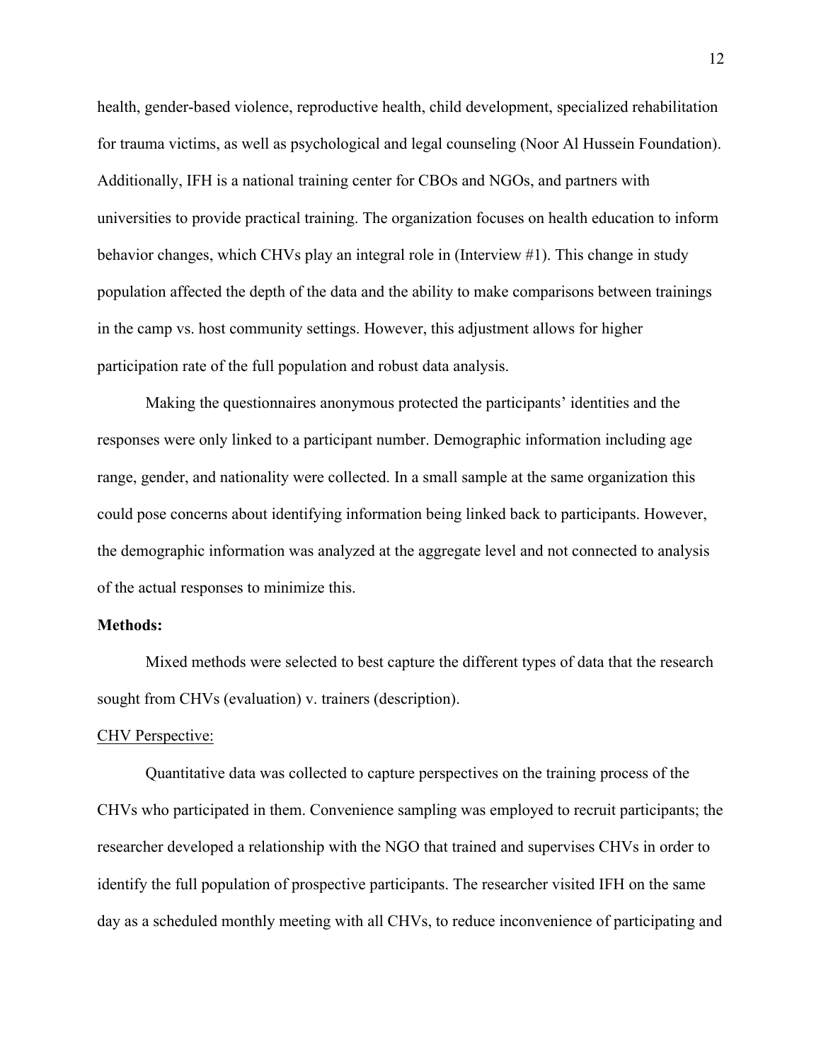health, gender-based violence, reproductive health, child development, specialized rehabilitation for trauma victims, as well as psychological and legal counseling (Noor Al Hussein Foundation). Additionally, IFH is a national training center for CBOs and NGOs, and partners with universities to provide practical training. The organization focuses on health education to inform behavior changes, which CHVs play an integral role in (Interview #1). This change in study population affected the depth of the data and the ability to make comparisons between trainings in the camp vs. host community settings. However, this adjustment allows for higher participation rate of the full population and robust data analysis.

Making the questionnaires anonymous protected the participants' identities and the responses were only linked to a participant number. Demographic information including age range, gender, and nationality were collected. In a small sample at the same organization this could pose concerns about identifying information being linked back to participants. However, the demographic information was analyzed at the aggregate level and not connected to analysis of the actual responses to minimize this.

**Methods:**

Mixed methods were selected to best capture the different types of data that the research sought from CHVs (evaluation) v. trainers (description).

<u>CHV Perspective:</u>

Quantitative data was collected to capture perspectives on the training process of the CHVs who participated in them. Convenience sampling was employed to recruit participants; the researcher developed a relationship with the NGO that trained and supervises CHVs in order to identify the full population of prospective participants. The researcher visited IFH on the same day as a scheduled monthly meeting with all CHVs, to reduce inconvenience of participating and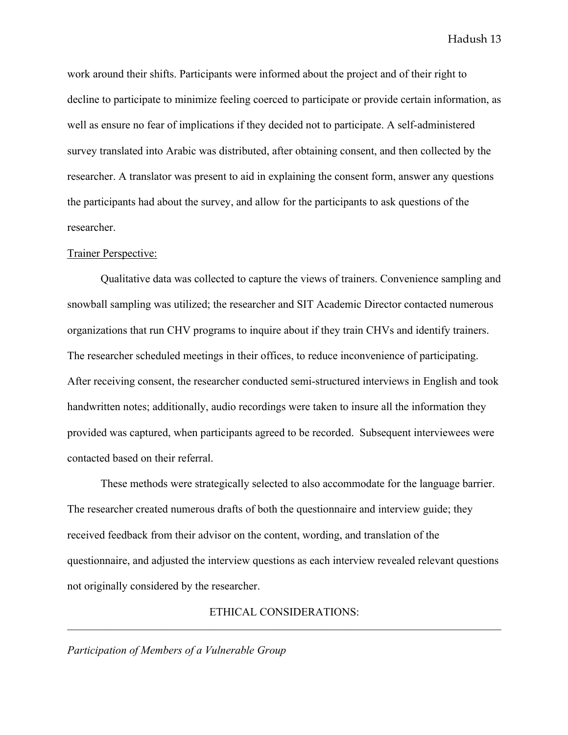work around their shifts. Participants were informed about the project and of their right to decline to participate to minimize feeling coerced to participate or provide certain information, as well as ensure no fear of implications if they decided not to participate. A self-administered survey translated into Arabic was distributed, after obtaining consent, and then collected by the researcher. A translator was present to aid in explaining the consent form, answer any questions the participants had about the survey, and allow for the participants to ask questions of the researcher.

<u>Trainer Perspective:</u>

Qualitative data was collected to capture the views of trainers. Convenience sampling and snowball sampling was utilized; the researcher and SIT Academic Director contacted numerous organizations that run CHV programs to inquire about if they train CHVs and identify trainers. The researcher scheduled meetings in their offices, to reduce inconvenience of participating. After receiving consent, the researcher conducted semi-structured interviews in English and took handwritten notes; additionally, audio recordings were taken to insure all the information they provided was captured, when participants agreed to be recorded. Subsequent interviewees were contacted based on their referral.

These methods were strategically selected to also accommodate for the language barrier. The researcher created numerous drafts of both the questionnaire and interview guide; they received feedback from their advisor on the content, wording, and translation of the questionnaire, and adjusted the interview questions as each interview revealed relevant questions not originally considered by the researcher.

## ETHICAL CONSIDERATIONS:

---

*Participation of Members of a Vulnerable Group*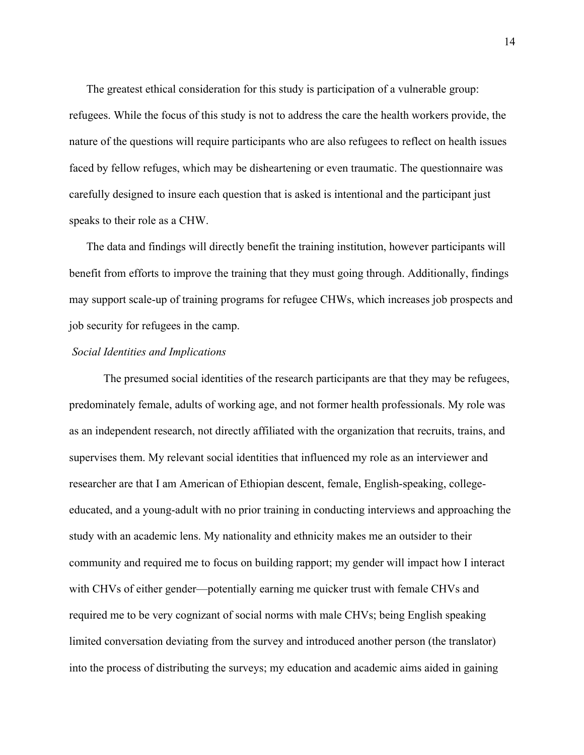The greatest ethical consideration for this study is participation of a vulnerable group: refugees. While the focus of this study is not to address the care the health workers provide, the nature of the questions will require participants who are also refugees to reflect on health issues faced by fellow refuges, which may be disheartening or even traumatic. The questionnaire was carefully designed to insure each question that is asked is intentional and the participant just speaks to their role as a CHW.

The data and findings will directly benefit the training institution, however participants will benefit from efforts to improve the training that they must going through. Additionally, findings may support scale-up of training programs for refugee CHWs, which increases job prospects and job security for refugees in the camp.

*Social Identities and Implications*

The presumed social identities of the research participants are that they may be refugees, predominately female, adults of working age, and not former health professionals. My role was as an independent research, not directly affiliated with the organization that recruits, trains, and supervises them. My relevant social identities that influenced my role as an interviewer and researcher are that I am American of Ethiopian descent, female, English-speaking, college-educated, and a young-adult with no prior training in conducting interviews and approaching the study with an academic lens. My nationality and ethnicity makes me an outsider to their community and required me to focus on building rapport; my gender will impact how I interact with CHVs of either gender—potentially earning me quicker trust with female CHVs and required me to be very cognizant of social norms with male CHVs; being English speaking limited conversation deviating from the survey and introduced another person (the translator) into the process of distributing the surveys; my education and academic aims aided in gaining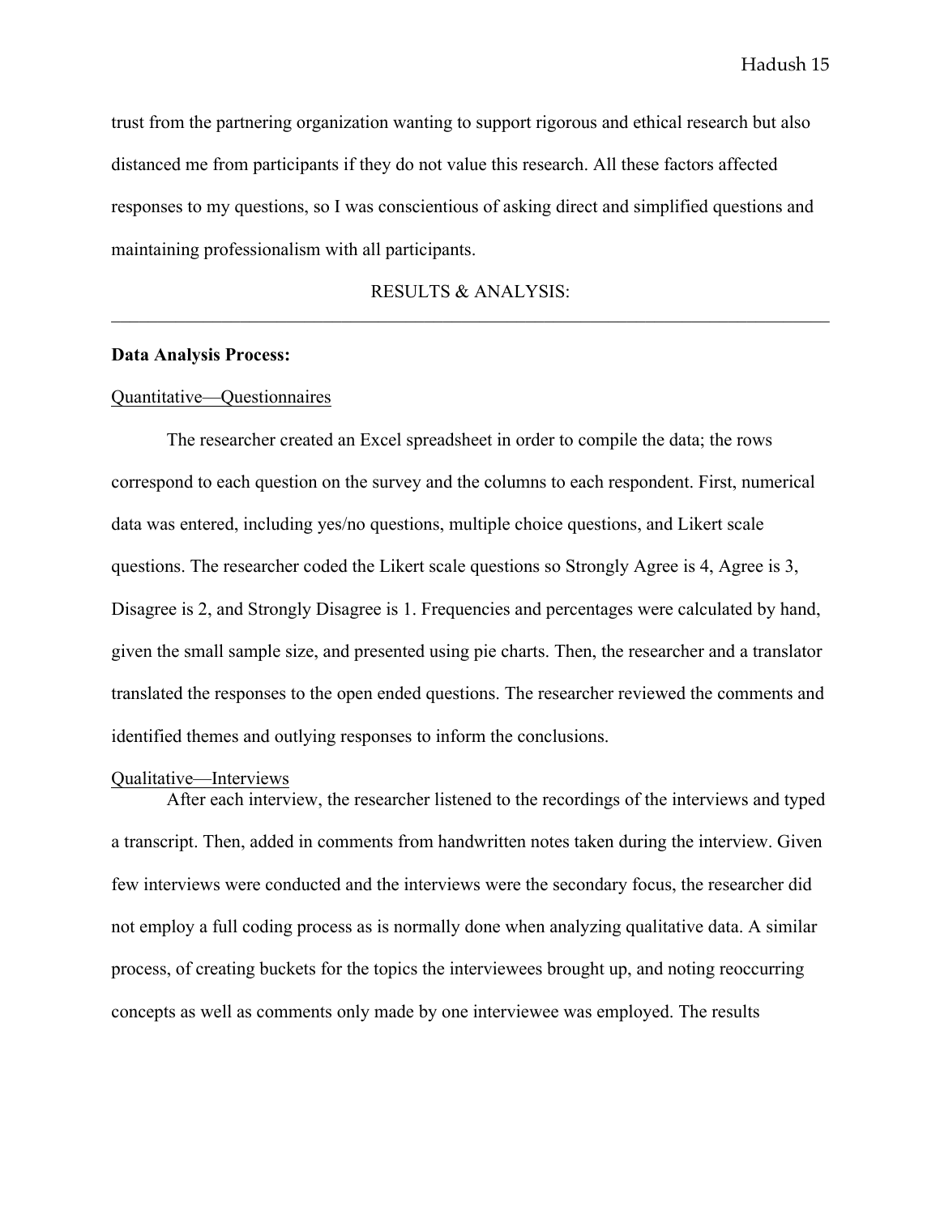trust from the partnering organization wanting to support rigorous and ethical research but also distanced me from participants if they do not value this research. All these factors affected responses to my questions, so I was conscientious of asking direct and simplified questions and maintaining professionalism with all participants.

## RESULTS & ANALYSIS:

---

**Data Analysis Process:**

<u>Quantitative—Questionnaires</u>

The researcher created an Excel spreadsheet in order to compile the data; the rows correspond to each question on the survey and the columns to each respondent. First, numerical data was entered, including yes/no questions, multiple choice questions, and Likert scale questions. The researcher coded the Likert scale questions so Strongly Agree is 4, Agree is 3, Disagree is 2, and Strongly Disagree is 1. Frequencies and percentages were calculated by hand, given the small sample size, and presented using pie charts. Then, the researcher and a translator translated the responses to the open ended questions. The researcher reviewed the comments and identified themes and outlying responses to inform the conclusions.

<u>Qualitative—Interviews</u>

After each interview, the researcher listened to the recordings of the interviews and typed a transcript. Then, added in comments from handwritten notes taken during the interview. Given few interviews were conducted and the interviews were the secondary focus, the researcher did not employ a full coding process as is normally done when analyzing qualitative data. A similar process, of creating buckets for the topics the interviewees brought up, and noting reoccurring concepts as well as comments only made by one interviewee was employed. The results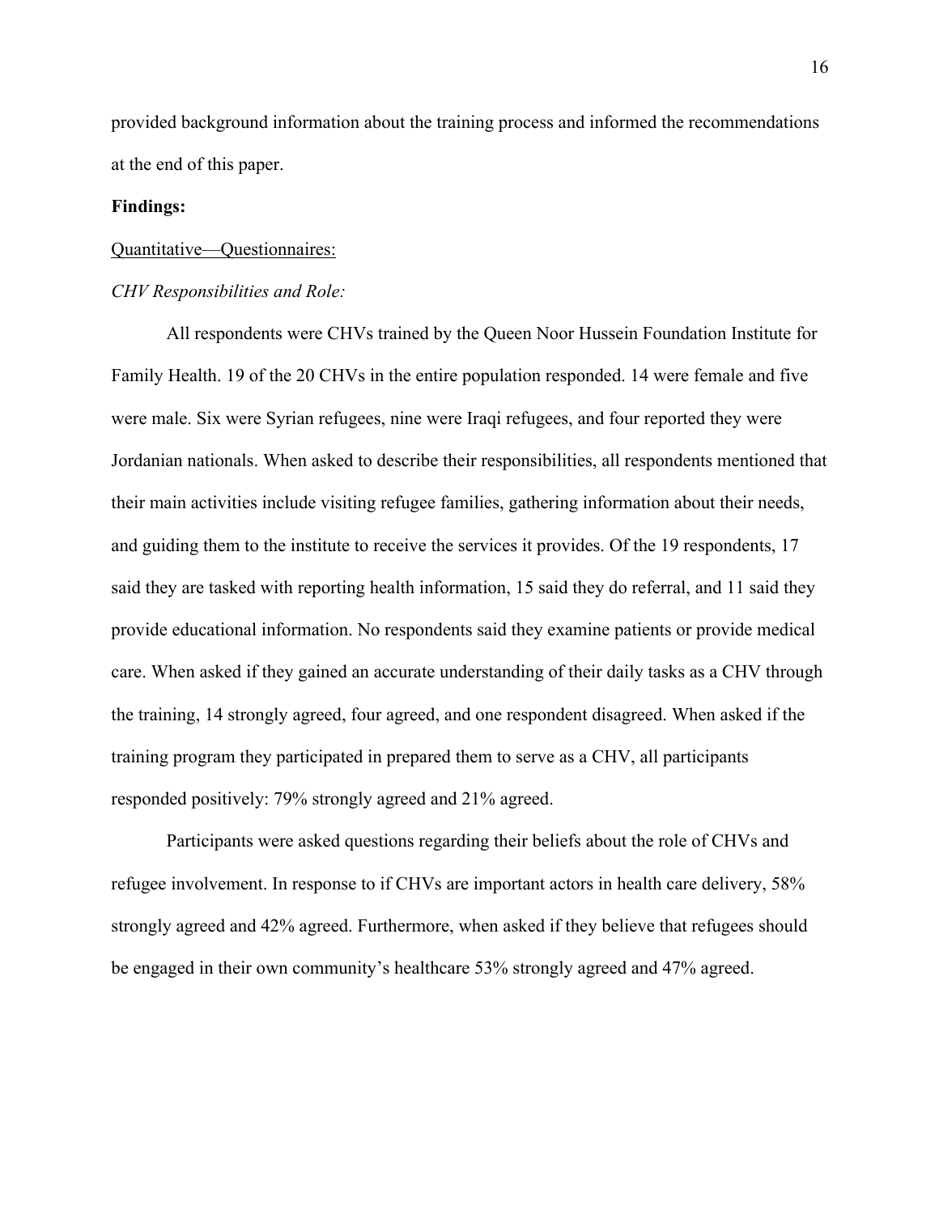provided background information about the training process and informed the recommendations at the end of this paper.

**Findings:**

<u>Quantitative—Questionnaires:</u>

*CHV Responsibilities and Role:*

All respondents were CHVs trained by the Queen Noor Hussein Foundation Institute for Family Health. 19 of the 20 CHVs in the entire population responded. 14 were female and five were male. Six were Syrian refugees, nine were Iraqi refugees, and four reported they were Jordanian nationals. When asked to describe their responsibilities, all respondents mentioned that their main activities include visiting refugee families, gathering information about their needs, and guiding them to the institute to receive the services it provides. Of the 19 respondents, 17 said they are tasked with reporting health information, 15 said they do referral, and 11 said they provide educational information. No respondents said they examine patients or provide medical care. When asked if they gained an accurate understanding of their daily tasks as a CHV through the training, 14 strongly agreed, four agreed, and one respondent disagreed. When asked if the training program they participated in prepared them to serve as a CHV, all participants responded positively: 79% strongly agreed and 21% agreed.

Participants were asked questions regarding their beliefs about the role of CHVs and refugee involvement. In response to if CHVs are important actors in health care delivery, 58% strongly agreed and 42% agreed. Furthermore, when asked if they believe that refugees should be engaged in their own community's healthcare 53% strongly agreed and 47% agreed.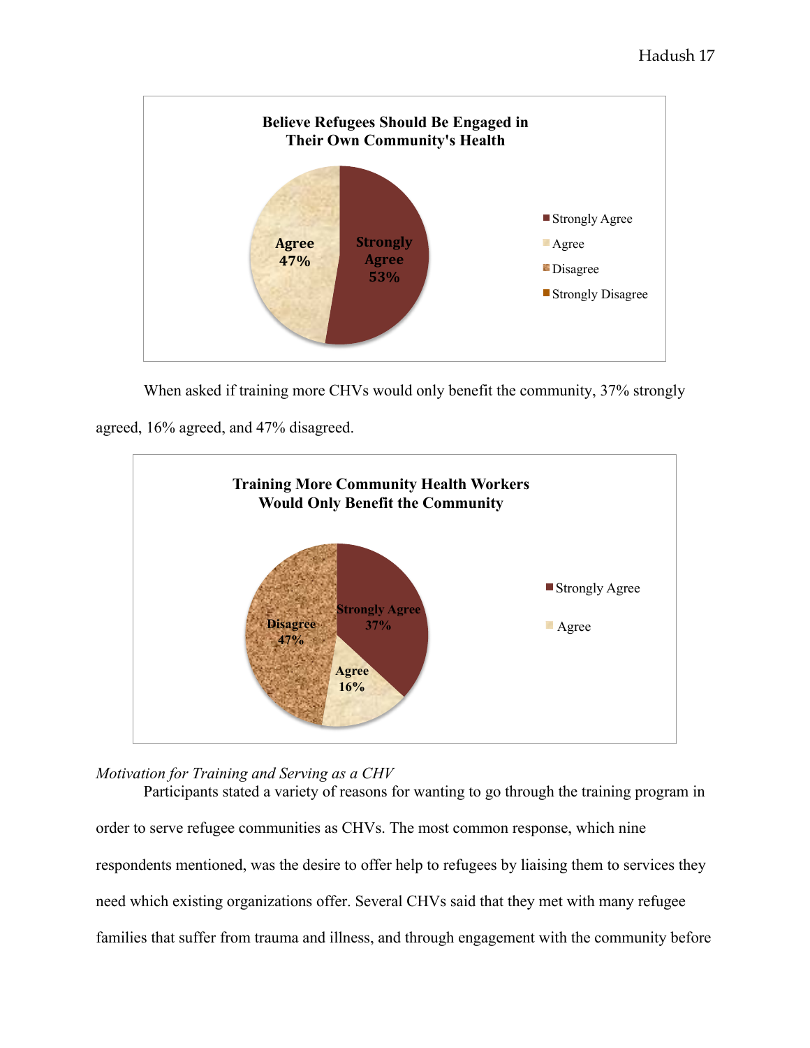**Believe Refugees Should Be Engaged in Their Own Community's Health**

- Strongly Agree: 53%
- Agree: 47%
- Disagree
- Strongly Disagree

When asked if training more CHVs would only benefit the community, 37% strongly agreed, 16% agreed, and 47% disagreed.

**Training More Community Health Workers Would Only Benefit the Community**

- Strongly Agree: 37%
- Agree: 16%
- Disagree: 47%

*Motivation for Training and Serving as a CHV*

Participants stated a variety of reasons for wanting to go through the training program in order to serve refugee communities as CHVs. The most common response, which nine respondents mentioned, was the desire to offer help to refugees by liaising them to services they need which existing organizations offer. Several CHVs said that they met with many refugee families that suffer from trauma and illness, and through engagement with the community before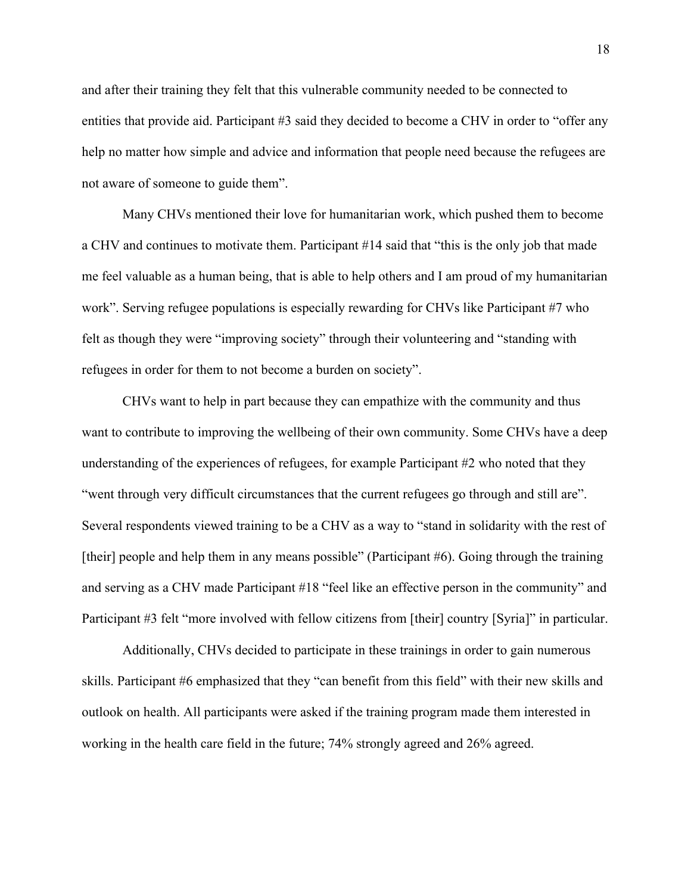and after their training they felt that this vulnerable community needed to be connected to entities that provide aid. Participant #3 said they decided to become a CHV in order to "offer any help no matter how simple and advice and information that people need because the refugees are not aware of someone to guide them".

Many CHVs mentioned their love for humanitarian work, which pushed them to become a CHV and continues to motivate them. Participant #14 said that "this is the only job that made me feel valuable as a human being, that is able to help others and I am proud of my humanitarian work". Serving refugee populations is especially rewarding for CHVs like Participant #7 who felt as though they were "improving society" through their volunteering and "standing with refugees in order for them to not become a burden on society".

CHVs want to help in part because they can empathize with the community and thus want to contribute to improving the wellbeing of their own community. Some CHVs have a deep understanding of the experiences of refugees, for example Participant #2 who noted that they "went through very difficult circumstances that the current refugees go through and still are". Several respondents viewed training to be a CHV as a way to "stand in solidarity with the rest of [their] people and help them in any means possible" (Participant #6). Going through the training and serving as a CHV made Participant #18 "feel like an effective person in the community" and Participant #3 felt "more involved with fellow citizens from [their] country [Syria]" in particular.

Additionally, CHVs decided to participate in these trainings in order to gain numerous skills. Participant #6 emphasized that they "can benefit from this field" with their new skills and outlook on health. All participants were asked if the training program made them interested in working in the health care field in the future; 74% strongly agreed and 26% agreed.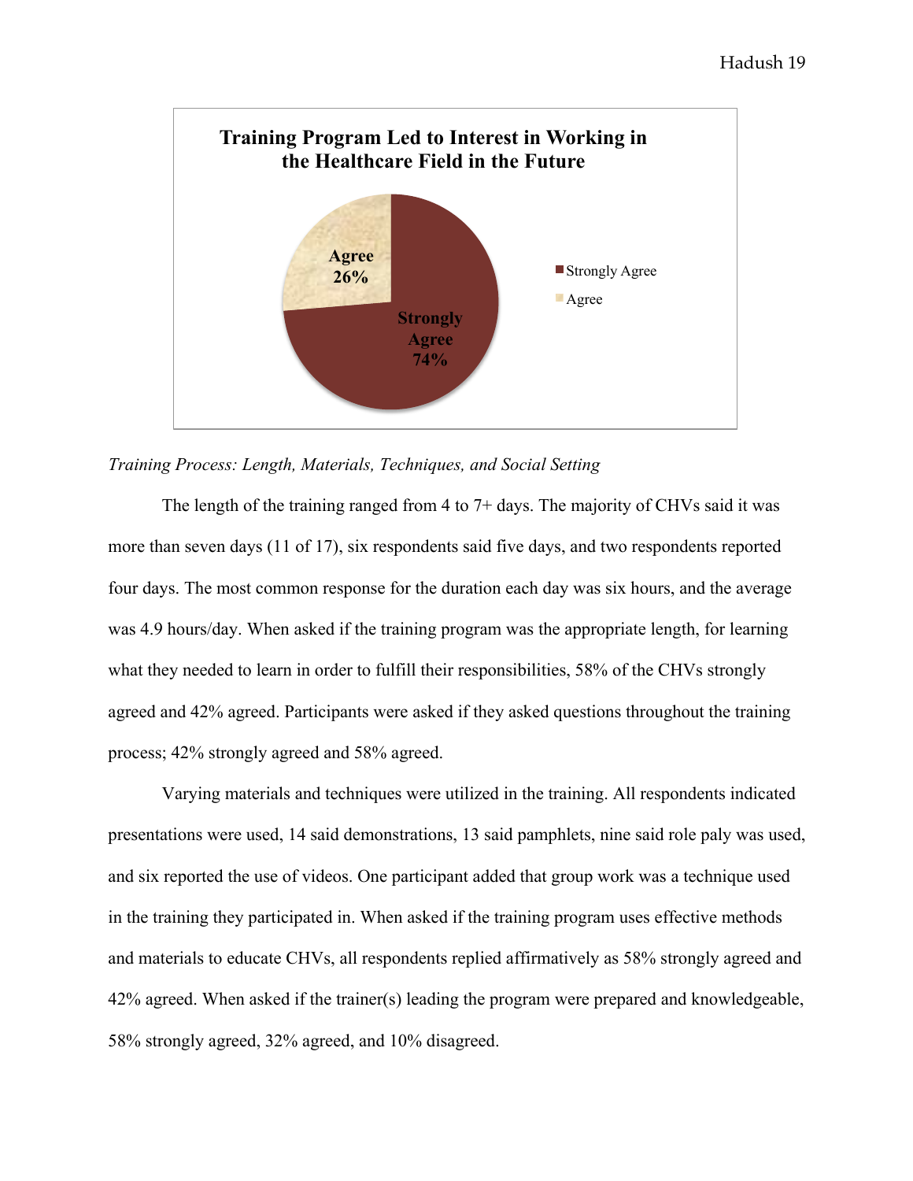**Training Program Led to Interest in Working in the Healthcare Field in the Future**

Strongly Agree 74%

Agree 26%

*Training Process: Length, Materials, Techniques, and Social Setting*

The length of the training ranged from 4 to 7+ days. The majority of CHVs said it was more than seven days (11 of 17), six respondents said five days, and two respondents reported four days. The most common response for the duration each day was six hours, and the average was 4.9 hours/day. When asked if the training program was the appropriate length, for learning what they needed to learn in order to fulfill their responsibilities, 58% of the CHVs strongly agreed and 42% agreed. Participants were asked if they asked questions throughout the training process; 42% strongly agreed and 58% agreed.

Varying materials and techniques were utilized in the training. All respondents indicated presentations were used, 14 said demonstrations, 13 said pamphlets, nine said role paly was used, and six reported the use of videos. One participant added that group work was a technique used in the training they participated in. When asked if the training program uses effective methods and materials to educate CHVs, all respondents replied affirmatively as 58% strongly agreed and 42% agreed. When asked if the trainer(s) leading the program were prepared and knowledgeable, 58% strongly agreed, 32% agreed, and 10% disagreed.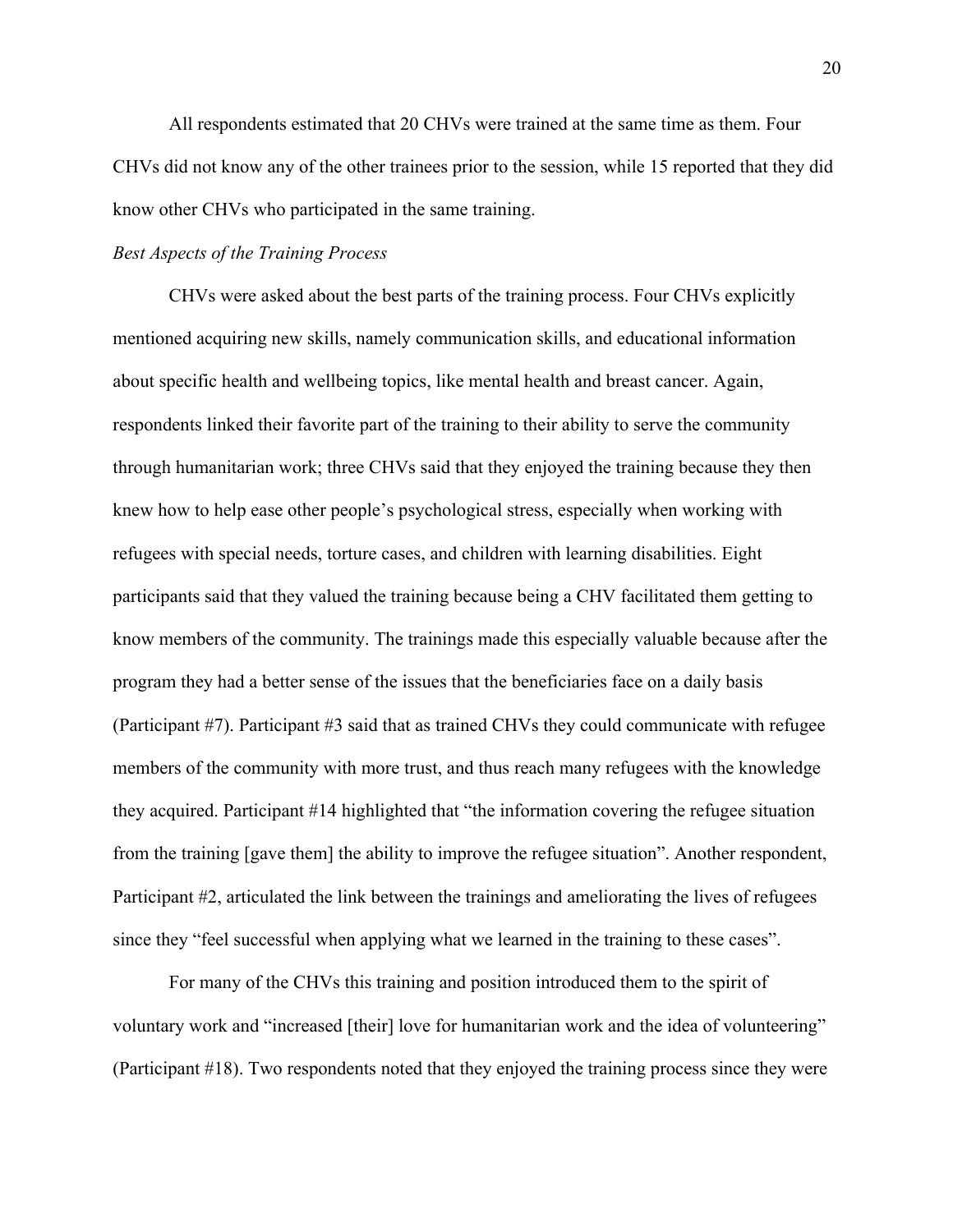All respondents estimated that 20 CHVs were trained at the same time as them. Four CHVs did not know any of the other trainees prior to the session, while 15 reported that they did know other CHVs who participated in the same training.

*Best Aspects of the Training Process*

CHVs were asked about the best parts of the training process. Four CHVs explicitly mentioned acquiring new skills, namely communication skills, and educational information about specific health and wellbeing topics, like mental health and breast cancer. Again, respondents linked their favorite part of the training to their ability to serve the community through humanitarian work; three CHVs said that they enjoyed the training because they then knew how to help ease other people's psychological stress, especially when working with refugees with special needs, torture cases, and children with learning disabilities. Eight participants said that they valued the training because being a CHV facilitated them getting to know members of the community. The trainings made this especially valuable because after the program they had a better sense of the issues that the beneficiaries face on a daily basis (Participant #7). Participant #3 said that as trained CHVs they could communicate with refugee members of the community with more trust, and thus reach many refugees with the knowledge they acquired. Participant #14 highlighted that "the information covering the refugee situation from the training [gave them] the ability to improve the refugee situation". Another respondent, Participant #2, articulated the link between the trainings and ameliorating the lives of refugees since they "feel successful when applying what we learned in the training to these cases".

For many of the CHVs this training and position introduced them to the spirit of voluntary work and "increased [their] love for humanitarian work and the idea of volunteering" (Participant #18). Two respondents noted that they enjoyed the training process since they were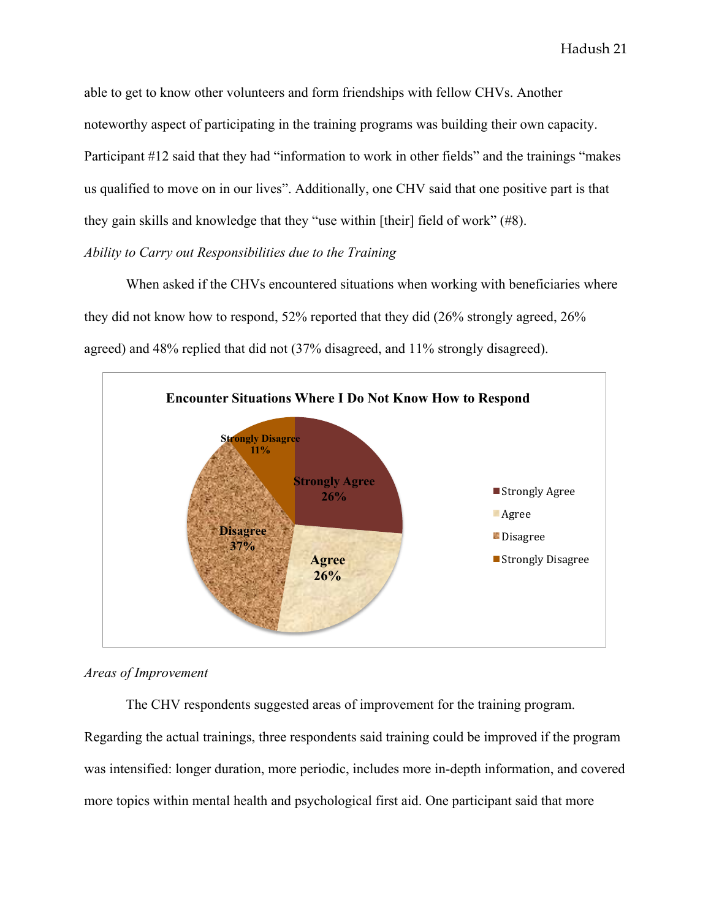able to get to know other volunteers and form friendships with fellow CHVs. Another noteworthy aspect of participating in the training programs was building their own capacity. Participant #12 said that they had "information to work in other fields" and the trainings "makes us qualified to move on in our lives". Additionally, one CHV said that one positive part is that they gain skills and knowledge that they "use within [their] field of work" (#8).

*Ability to Carry out Responsibilities due to the Training*

When asked if the CHVs encountered situations when working with beneficiaries where they did not know how to respond, 52% reported that they did (26% strongly agreed, 26% agreed) and 48% replied that did not (37% disagreed, and 11% strongly disagreed).

**Encounter Situations Where I Do Not Know How to Respond**

| Response | Percentage |
|---|---|
| Strongly Agree | 26% |
| Agree | 26% |
| Disagree | 37% |
| Strongly Disagree | 11% |

*Areas of Improvement*

The CHV respondents suggested areas of improvement for the training program. Regarding the actual trainings, three respondents said training could be improved if the program was intensified: longer duration, more periodic, includes more in-depth information, and covered more topics within mental health and psychological first aid. One participant said that more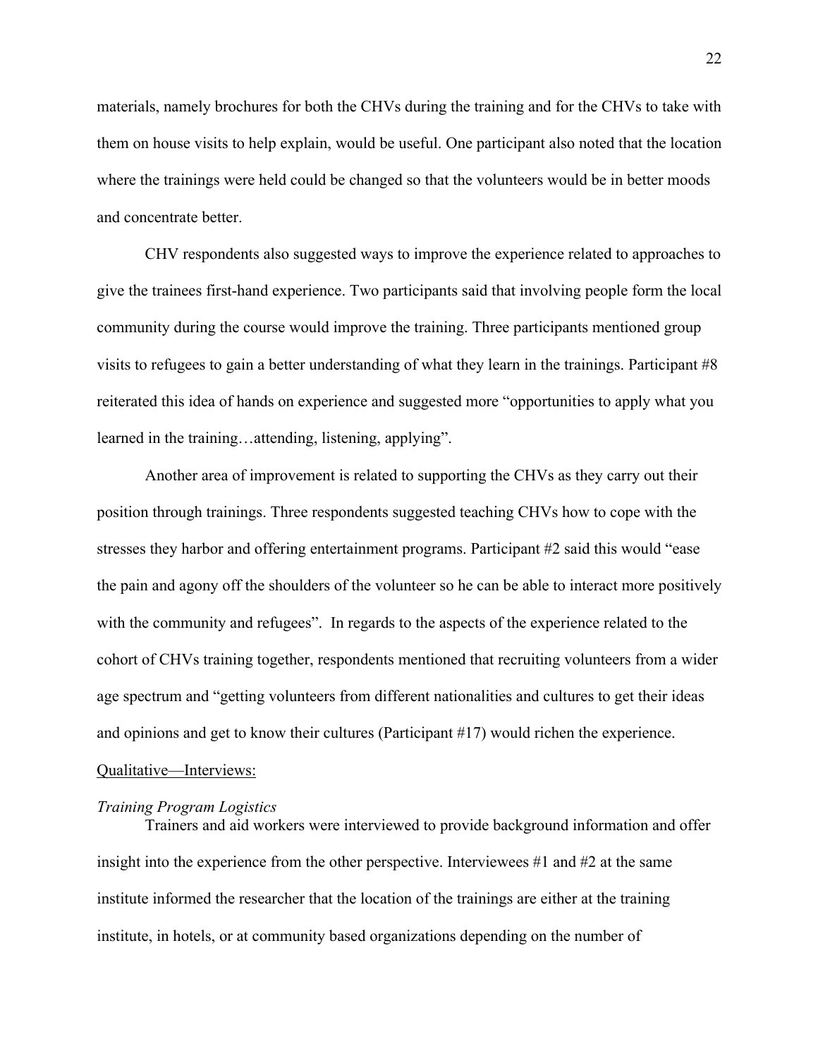materials, namely brochures for both the CHVs during the training and for the CHVs to take with them on house visits to help explain, would be useful. One participant also noted that the location where the trainings were held could be changed so that the volunteers would be in better moods and concentrate better.

CHV respondents also suggested ways to improve the experience related to approaches to give the trainees first-hand experience. Two participants said that involving people form the local community during the course would improve the training. Three participants mentioned group visits to refugees to gain a better understanding of what they learn in the trainings. Participant #8 reiterated this idea of hands on experience and suggested more "opportunities to apply what you learned in the training…attending, listening, applying".

Another area of improvement is related to supporting the CHVs as they carry out their position through trainings. Three respondents suggested teaching CHVs how to cope with the stresses they harbor and offering entertainment programs. Participant #2 said this would "ease the pain and agony off the shoulders of the volunteer so he can be able to interact more positively with the community and refugees". In regards to the aspects of the experience related to the cohort of CHVs training together, respondents mentioned that recruiting volunteers from a wider age spectrum and "getting volunteers from different nationalities and cultures to get their ideas and opinions and get to know their cultures (Participant #17) would richen the experience.

<u>Qualitative—Interviews:</u>

*Training Program Logistics*

Trainers and aid workers were interviewed to provide background information and offer insight into the experience from the other perspective. Interviewees #1 and #2 at the same institute informed the researcher that the location of the trainings are either at the training institute, in hotels, or at community based organizations depending on the number of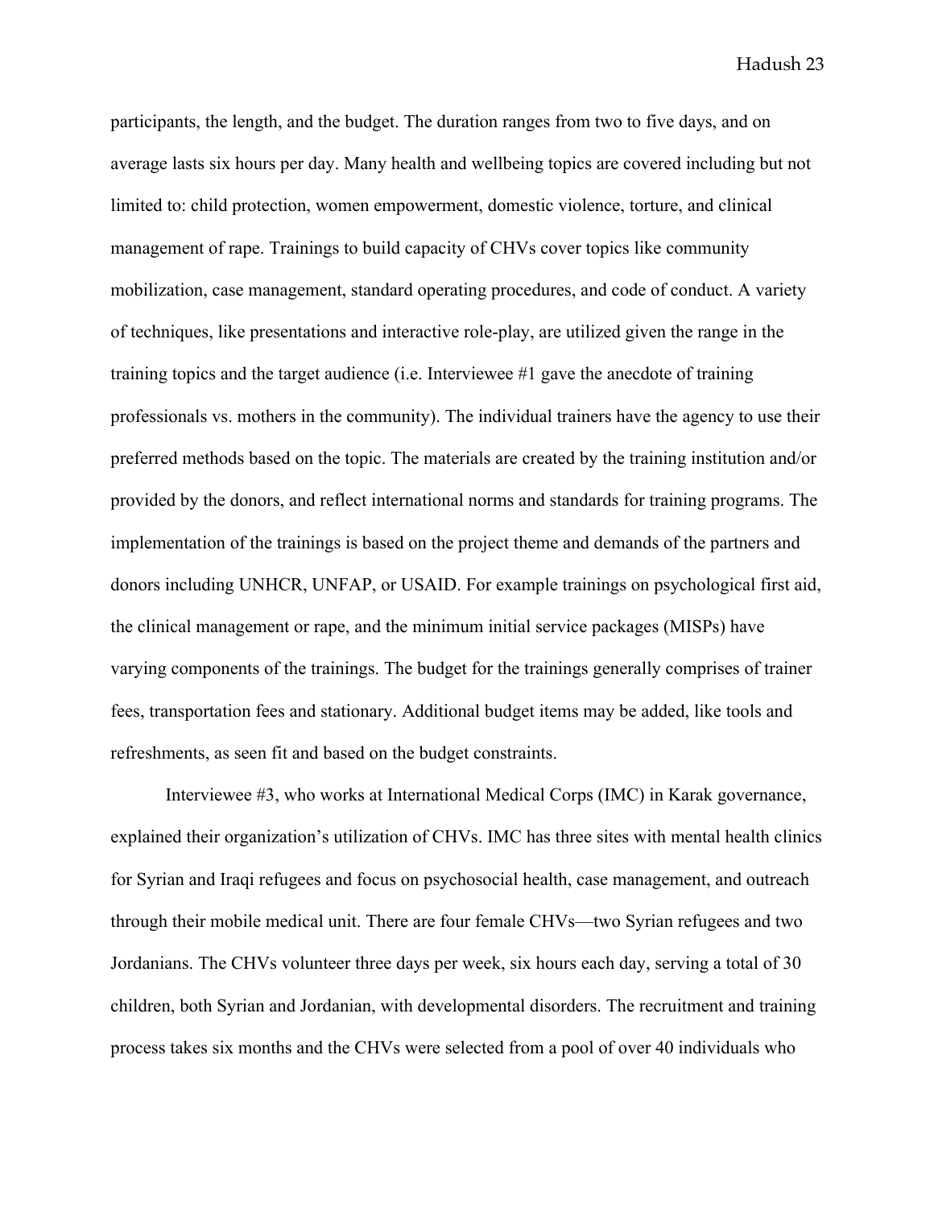participants, the length, and the budget. The duration ranges from two to five days, and on average lasts six hours per day. Many health and wellbeing topics are covered including but not limited to: child protection, women empowerment, domestic violence, torture, and clinical management of rape. Trainings to build capacity of CHVs cover topics like community mobilization, case management, standard operating procedures, and code of conduct. A variety of techniques, like presentations and interactive role-play, are utilized given the range in the training topics and the target audience (i.e. Interviewee #1 gave the anecdote of training professionals vs. mothers in the community). The individual trainers have the agency to use their preferred methods based on the topic. The materials are created by the training institution and/or provided by the donors, and reflect international norms and standards for training programs. The implementation of the trainings is based on the project theme and demands of the partners and donors including UNHCR, UNFAP, or USAID. For example trainings on psychological first aid, the clinical management or rape, and the minimum initial service packages (MISPs) have varying components of the trainings. The budget for the trainings generally comprises of trainer fees, transportation fees and stationary. Additional budget items may be added, like tools and refreshments, as seen fit and based on the budget constraints.

Interviewee #3, who works at International Medical Corps (IMC) in Karak governance, explained their organization's utilization of CHVs. IMC has three sites with mental health clinics for Syrian and Iraqi refugees and focus on psychosocial health, case management, and outreach through their mobile medical unit. There are four female CHVs—two Syrian refugees and two Jordanians. The CHVs volunteer three days per week, six hours each day, serving a total of 30 children, both Syrian and Jordanian, with developmental disorders. The recruitment and training process takes six months and the CHVs were selected from a pool of over 40 individuals who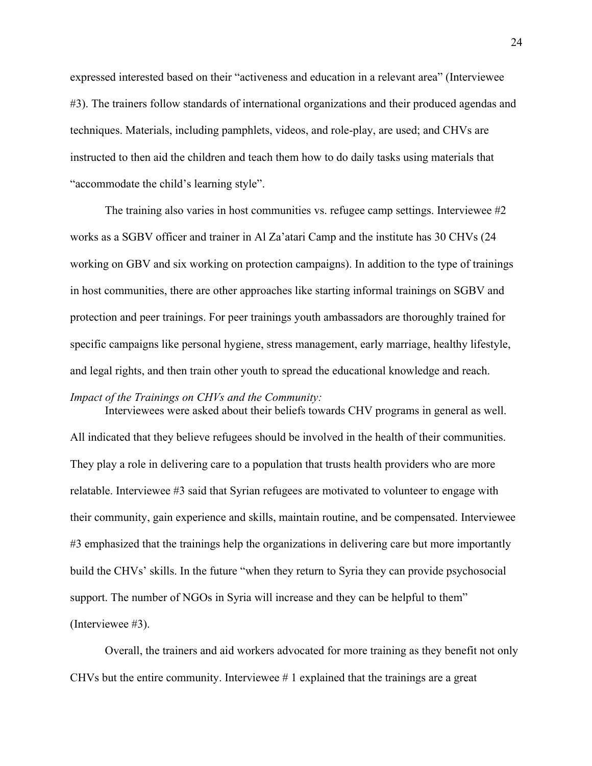expressed interested based on their “activeness and education in a relevant area” (Interviewee #3). The trainers follow standards of international organizations and their produced agendas and techniques. Materials, including pamphlets, videos, and role-play, are used; and CHVs are instructed to then aid the children and teach them how to do daily tasks using materials that “accommodate the child’s learning style”.

The training also varies in host communities vs. refugee camp settings. Interviewee #2 works as a SGBV officer and trainer in Al Za’atari Camp and the institute has 30 CHVs (24 working on GBV and six working on protection campaigns). In addition to the type of trainings in host communities, there are other approaches like starting informal trainings on SGBV and protection and peer trainings. For peer trainings youth ambassadors are thoroughly trained for specific campaigns like personal hygiene, stress management, early marriage, healthy lifestyle, and legal rights, and then train other youth to spread the educational knowledge and reach.

*Impact of the Trainings on CHVs and the Community:*

Interviewees were asked about their beliefs towards CHV programs in general as well. All indicated that they believe refugees should be involved in the health of their communities. They play a role in delivering care to a population that trusts health providers who are more relatable. Interviewee #3 said that Syrian refugees are motivated to volunteer to engage with their community, gain experience and skills, maintain routine, and be compensated. Interviewee #3 emphasized that the trainings help the organizations in delivering care but more importantly build the CHVs’ skills. In the future “when they return to Syria they can provide psychosocial support. The number of NGOs in Syria will increase and they can be helpful to them” (Interviewee #3).

Overall, the trainers and aid workers advocated for more training as they benefit not only CHVs but the entire community. Interviewee # 1 explained that the trainings are a great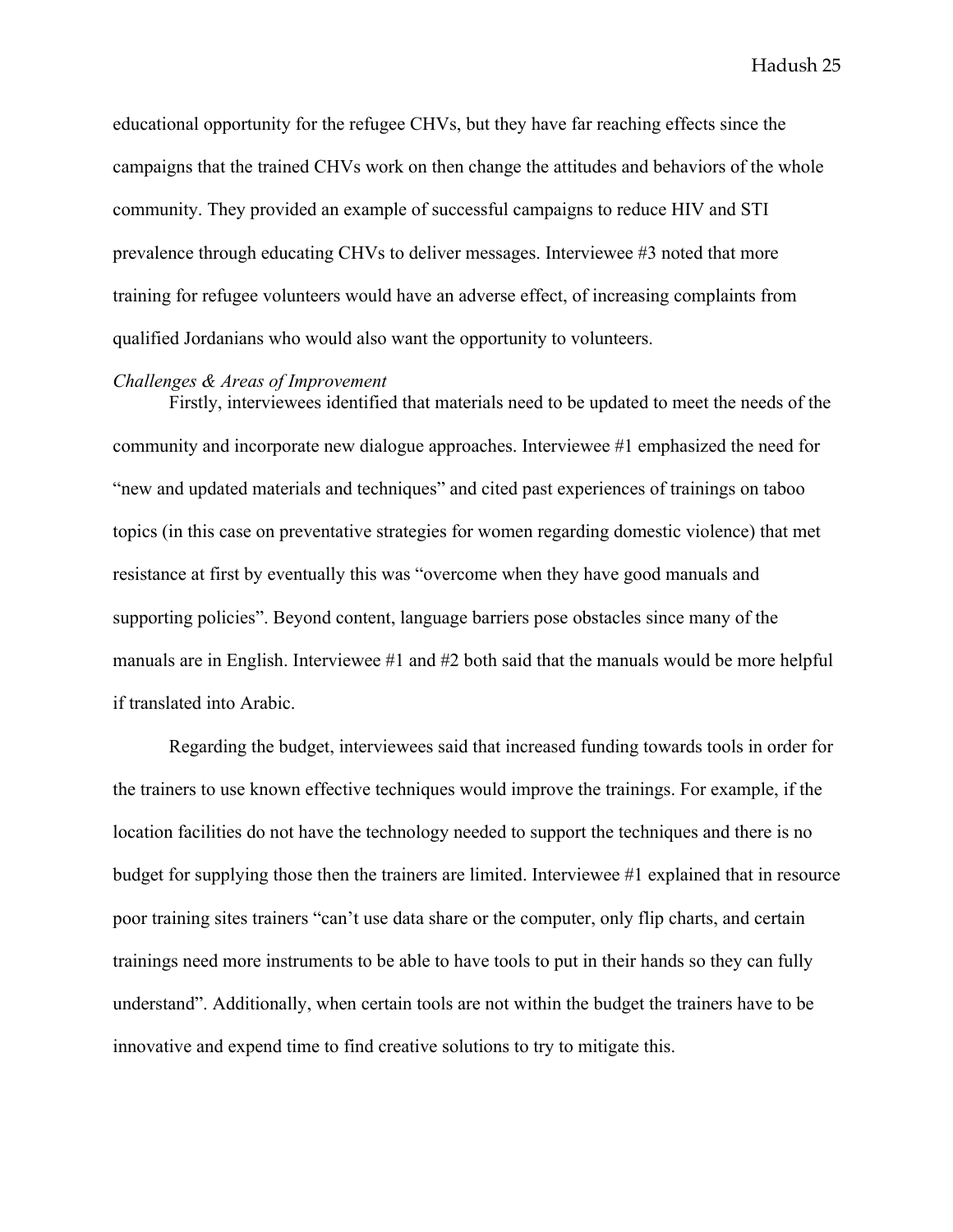educational opportunity for the refugee CHVs, but they have far reaching effects since the campaigns that the trained CHVs work on then change the attitudes and behaviors of the whole community. They provided an example of successful campaigns to reduce HIV and STI prevalence through educating CHVs to deliver messages. Interviewee #3 noted that more training for refugee volunteers would have an adverse effect, of increasing complaints from qualified Jordanians who would also want the opportunity to volunteers.

*Challenges & Areas of Improvement*

Firstly, interviewees identified that materials need to be updated to meet the needs of the community and incorporate new dialogue approaches. Interviewee #1 emphasized the need for "new and updated materials and techniques" and cited past experiences of trainings on taboo topics (in this case on preventative strategies for women regarding domestic violence) that met resistance at first by eventually this was "overcome when they have good manuals and supporting policies". Beyond content, language barriers pose obstacles since many of the manuals are in English. Interviewee #1 and #2 both said that the manuals would be more helpful if translated into Arabic.

Regarding the budget, interviewees said that increased funding towards tools in order for the trainers to use known effective techniques would improve the trainings. For example, if the location facilities do not have the technology needed to support the techniques and there is no budget for supplying those then the trainers are limited. Interviewee #1 explained that in resource poor training sites trainers "can't use data share or the computer, only flip charts, and certain trainings need more instruments to be able to have tools to put in their hands so they can fully understand". Additionally, when certain tools are not within the budget the trainers have to be innovative and expend time to find creative solutions to try to mitigate this.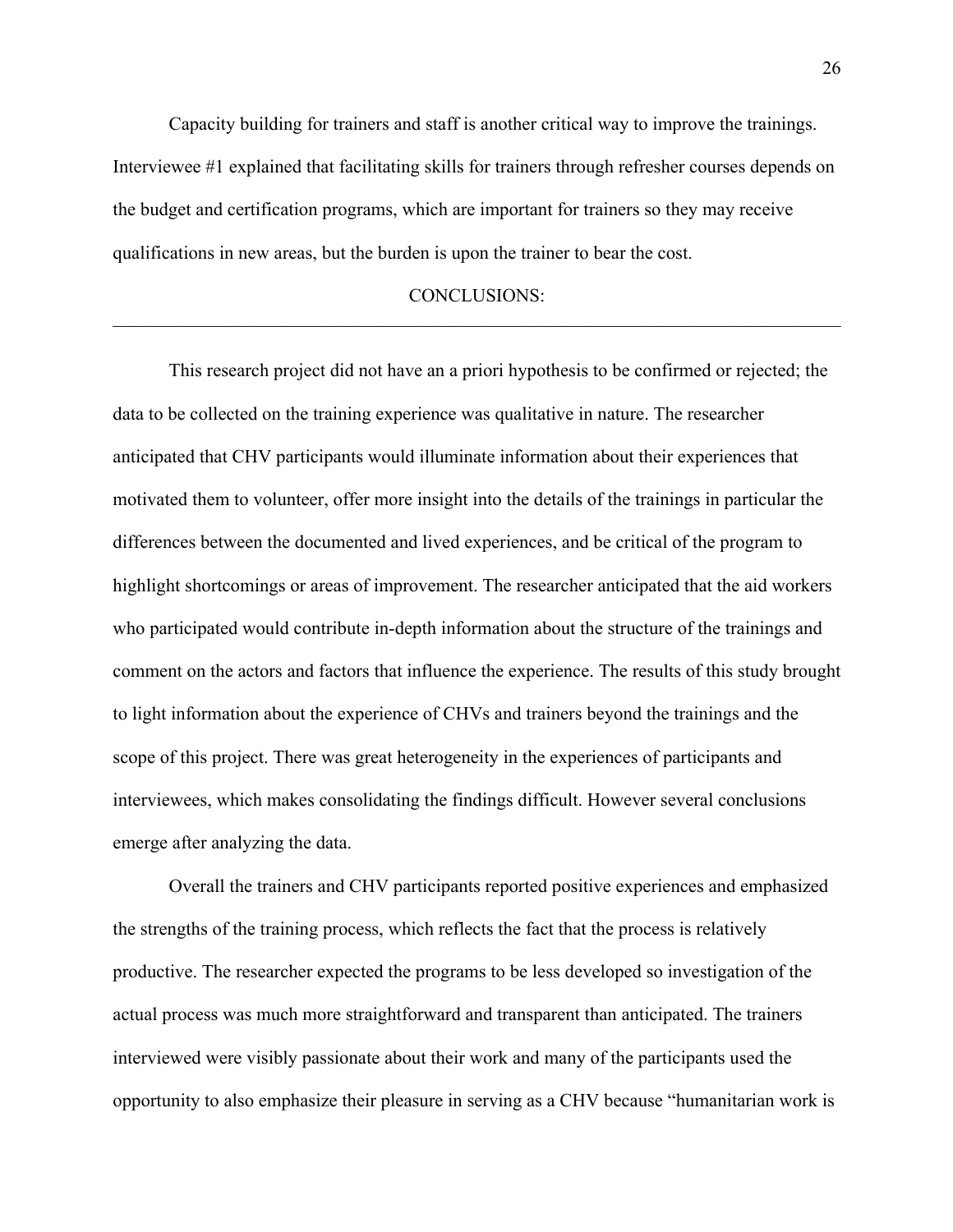Capacity building for trainers and staff is another critical way to improve the trainings. Interviewee #1 explained that facilitating skills for trainers through refresher courses depends on the budget and certification programs, which are important for trainers so they may receive qualifications in new areas, but the burden is upon the trainer to bear the cost.

## CONCLUSIONS:

---

This research project did not have an a priori hypothesis to be confirmed or rejected; the data to be collected on the training experience was qualitative in nature. The researcher anticipated that CHV participants would illuminate information about their experiences that motivated them to volunteer, offer more insight into the details of the trainings in particular the differences between the documented and lived experiences, and be critical of the program to highlight shortcomings or areas of improvement. The researcher anticipated that the aid workers who participated would contribute in-depth information about the structure of the trainings and comment on the actors and factors that influence the experience. The results of this study brought to light information about the experience of CHVs and trainers beyond the trainings and the scope of this project. There was great heterogeneity in the experiences of participants and interviewees, which makes consolidating the findings difficult. However several conclusions emerge after analyzing the data.

Overall the trainers and CHV participants reported positive experiences and emphasized the strengths of the training process, which reflects the fact that the process is relatively productive. The researcher expected the programs to be less developed so investigation of the actual process was much more straightforward and transparent than anticipated. The trainers interviewed were visibly passionate about their work and many of the participants used the opportunity to also emphasize their pleasure in serving as a CHV because "humanitarian work is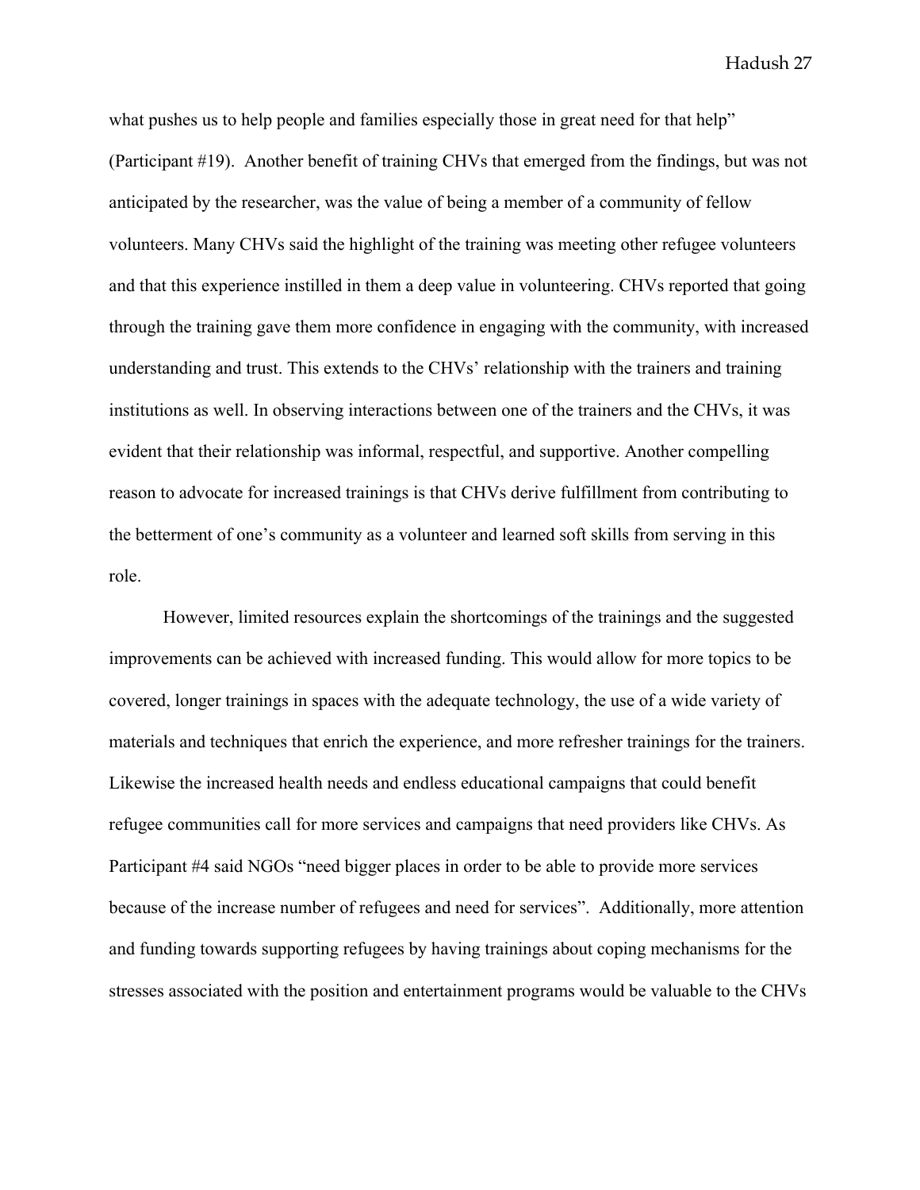what pushes us to help people and families especially those in great need for that help" (Participant #19). Another benefit of training CHVs that emerged from the findings, but was not anticipated by the researcher, was the value of being a member of a community of fellow volunteers. Many CHVs said the highlight of the training was meeting other refugee volunteers and that this experience instilled in them a deep value in volunteering. CHVs reported that going through the training gave them more confidence in engaging with the community, with increased understanding and trust. This extends to the CHVs' relationship with the trainers and training institutions as well. In observing interactions between one of the trainers and the CHVs, it was evident that their relationship was informal, respectful, and supportive. Another compelling reason to advocate for increased trainings is that CHVs derive fulfillment from contributing to the betterment of one's community as a volunteer and learned soft skills from serving in this role.

However, limited resources explain the shortcomings of the trainings and the suggested improvements can be achieved with increased funding. This would allow for more topics to be covered, longer trainings in spaces with the adequate technology, the use of a wide variety of materials and techniques that enrich the experience, and more refresher trainings for the trainers. Likewise the increased health needs and endless educational campaigns that could benefit refugee communities call for more services and campaigns that need providers like CHVs. As Participant #4 said NGOs "need bigger places in order to be able to provide more services because of the increase number of refugees and need for services". Additionally, more attention and funding towards supporting refugees by having trainings about coping mechanisms for the stresses associated with the position and entertainment programs would be valuable to the CHVs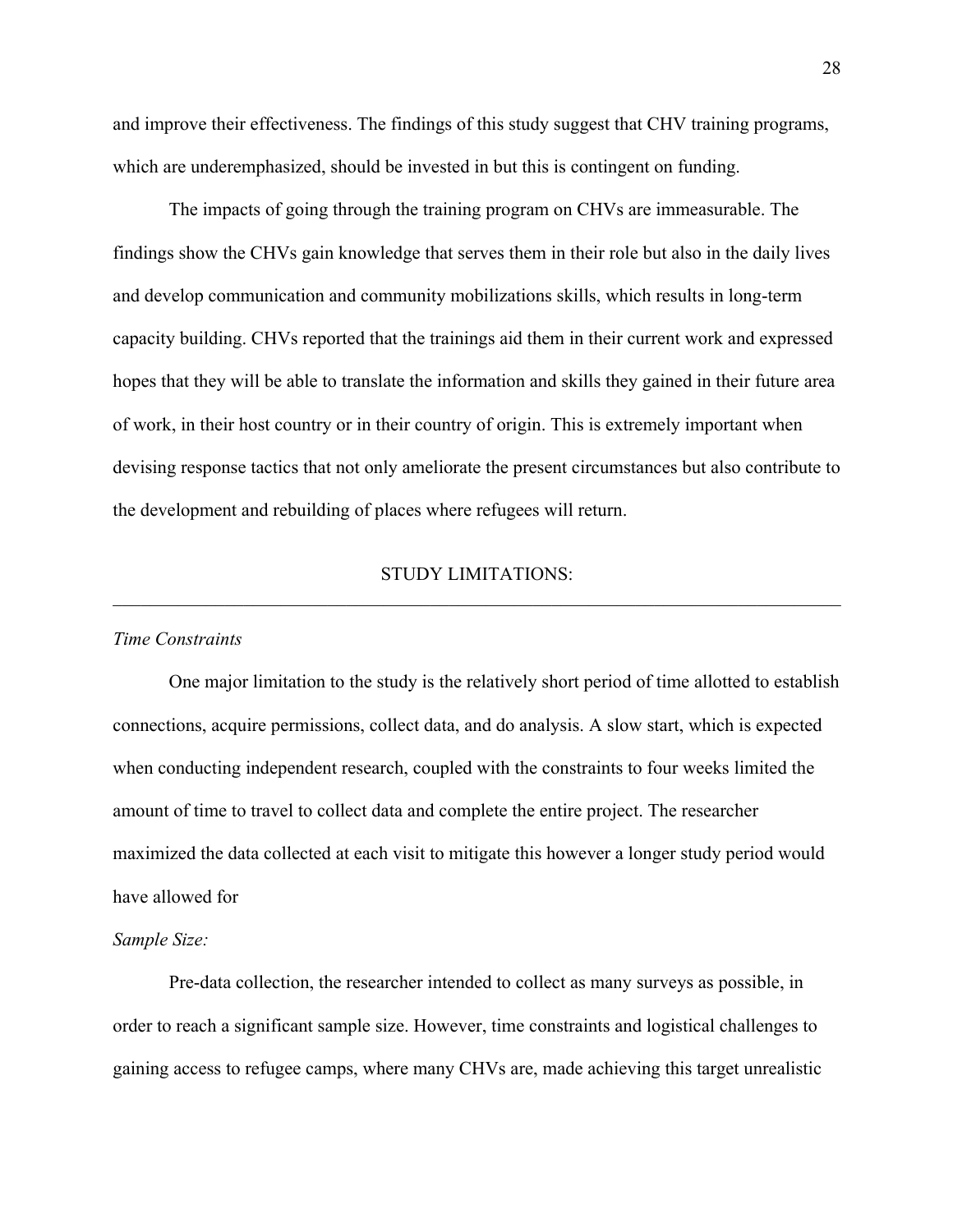and improve their effectiveness. The findings of this study suggest that CHV training programs, which are underemphasized, should be invested in but this is contingent on funding.

The impacts of going through the training program on CHVs are immeasurable. The findings show the CHVs gain knowledge that serves them in their role but also in the daily lives and develop communication and community mobilizations skills, which results in long-term capacity building. CHVs reported that the trainings aid them in their current work and expressed hopes that they will be able to translate the information and skills they gained in their future area of work, in their host country or in their country of origin. This is extremely important when devising response tactics that not only ameliorate the present circumstances but also contribute to the development and rebuilding of places where refugees will return.

## STUDY LIMITATIONS:

---

*Time Constraints*

One major limitation to the study is the relatively short period of time allotted to establish connections, acquire permissions, collect data, and do analysis. A slow start, which is expected when conducting independent research, coupled with the constraints to four weeks limited the amount of time to travel to collect data and complete the entire project. The researcher maximized the data collected at each visit to mitigate this however a longer study period would have allowed for

*Sample Size:*

Pre-data collection, the researcher intended to collect as many surveys as possible, in order to reach a significant sample size. However, time constraints and logistical challenges to gaining access to refugee camps, where many CHVs are, made achieving this target unrealistic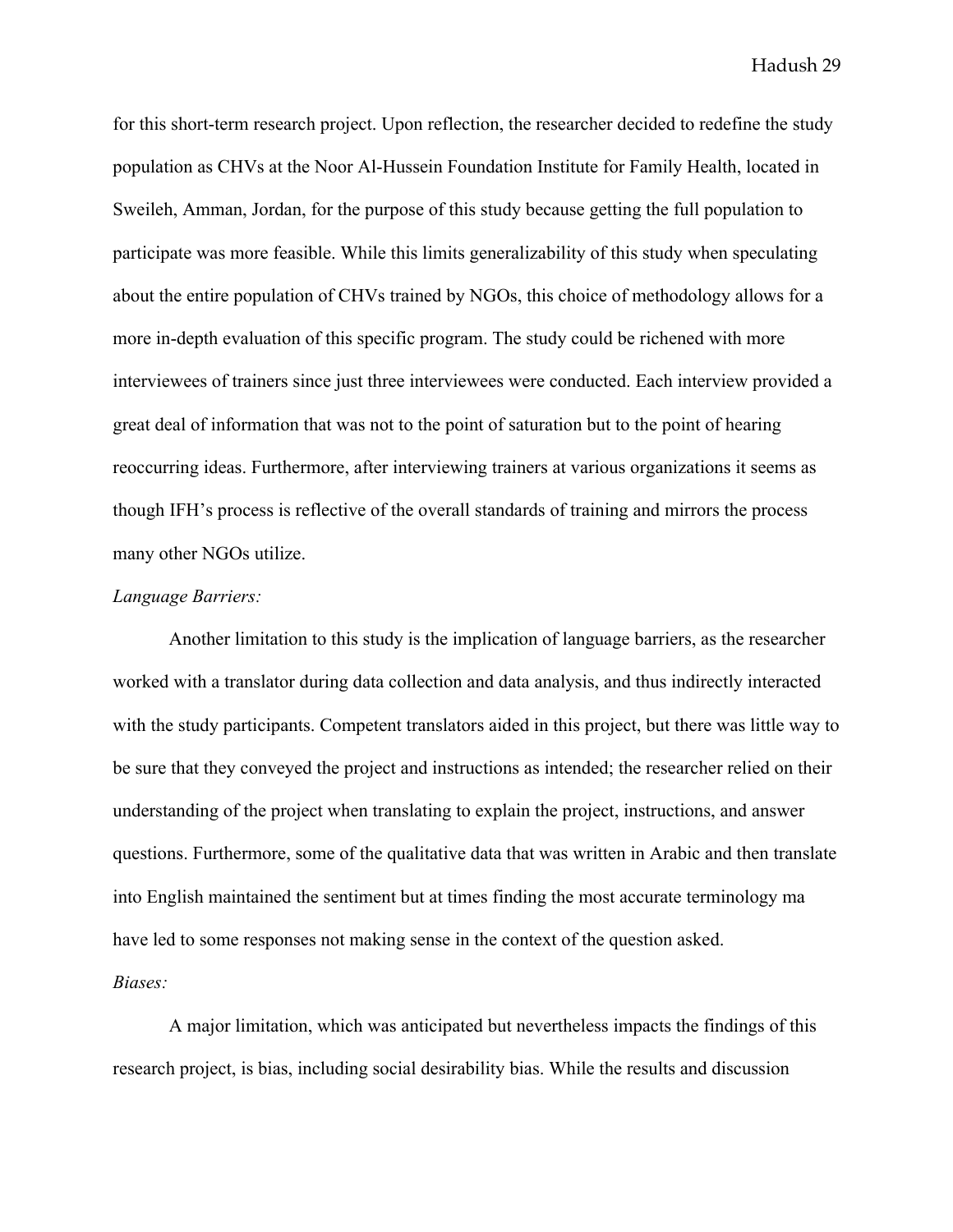for this short-term research project. Upon reflection, the researcher decided to redefine the study population as CHVs at the Noor Al-Hussein Foundation Institute for Family Health, located in Sweileh, Amman, Jordan, for the purpose of this study because getting the full population to participate was more feasible. While this limits generalizability of this study when speculating about the entire population of CHVs trained by NGOs, this choice of methodology allows for a more in-depth evaluation of this specific program. The study could be richened with more interviewees of trainers since just three interviewees were conducted. Each interview provided a great deal of information that was not to the point of saturation but to the point of hearing reoccurring ideas. Furthermore, after interviewing trainers at various organizations it seems as though IFH's process is reflective of the overall standards of training and mirrors the process many other NGOs utilize.

*Language Barriers:*

Another limitation to this study is the implication of language barriers, as the researcher worked with a translator during data collection and data analysis, and thus indirectly interacted with the study participants. Competent translators aided in this project, but there was little way to be sure that they conveyed the project and instructions as intended; the researcher relied on their understanding of the project when translating to explain the project, instructions, and answer questions. Furthermore, some of the qualitative data that was written in Arabic and then translate into English maintained the sentiment but at times finding the most accurate terminology ma have led to some responses not making sense in the context of the question asked.

*Biases:*

A major limitation, which was anticipated but nevertheless impacts the findings of this research project, is bias, including social desirability bias. While the results and discussion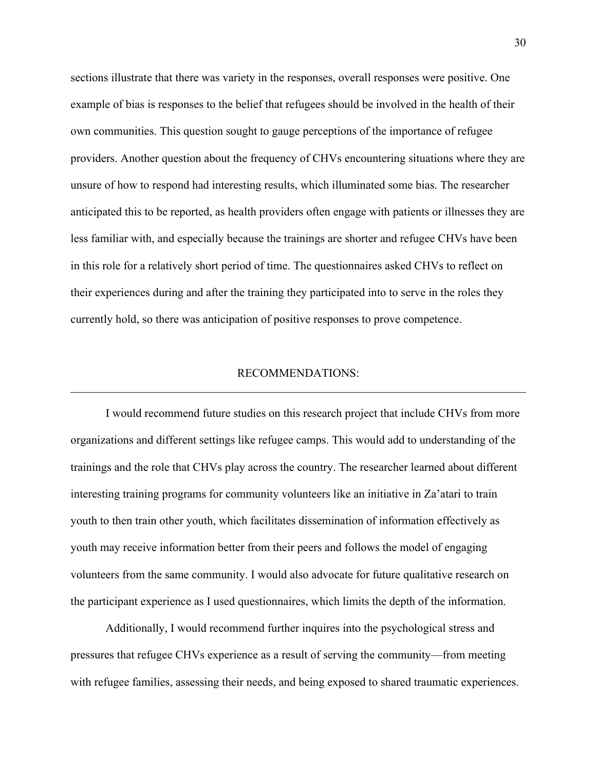sections illustrate that there was variety in the responses, overall responses were positive. One example of bias is responses to the belief that refugees should be involved in the health of their own communities. This question sought to gauge perceptions of the importance of refugee providers. Another question about the frequency of CHVs encountering situations where they are unsure of how to respond had interesting results, which illuminated some bias. The researcher anticipated this to be reported, as health providers often engage with patients or illnesses they are less familiar with, and especially because the trainings are shorter and refugee CHVs have been in this role for a relatively short period of time. The questionnaires asked CHVs to reflect on their experiences during and after the training they participated into to serve in the roles they currently hold, so there was anticipation of positive responses to prove competence.

## RECOMMENDATIONS:

---

I would recommend future studies on this research project that include CHVs from more organizations and different settings like refugee camps. This would add to understanding of the trainings and the role that CHVs play across the country. The researcher learned about different interesting training programs for community volunteers like an initiative in Za'atari to train youth to then train other youth, which facilitates dissemination of information effectively as youth may receive information better from their peers and follows the model of engaging volunteers from the same community. I would also advocate for future qualitative research on the participant experience as I used questionnaires, which limits the depth of the information.

Additionally, I would recommend further inquires into the psychological stress and pressures that refugee CHVs experience as a result of serving the community—from meeting with refugee families, assessing their needs, and being exposed to shared traumatic experiences.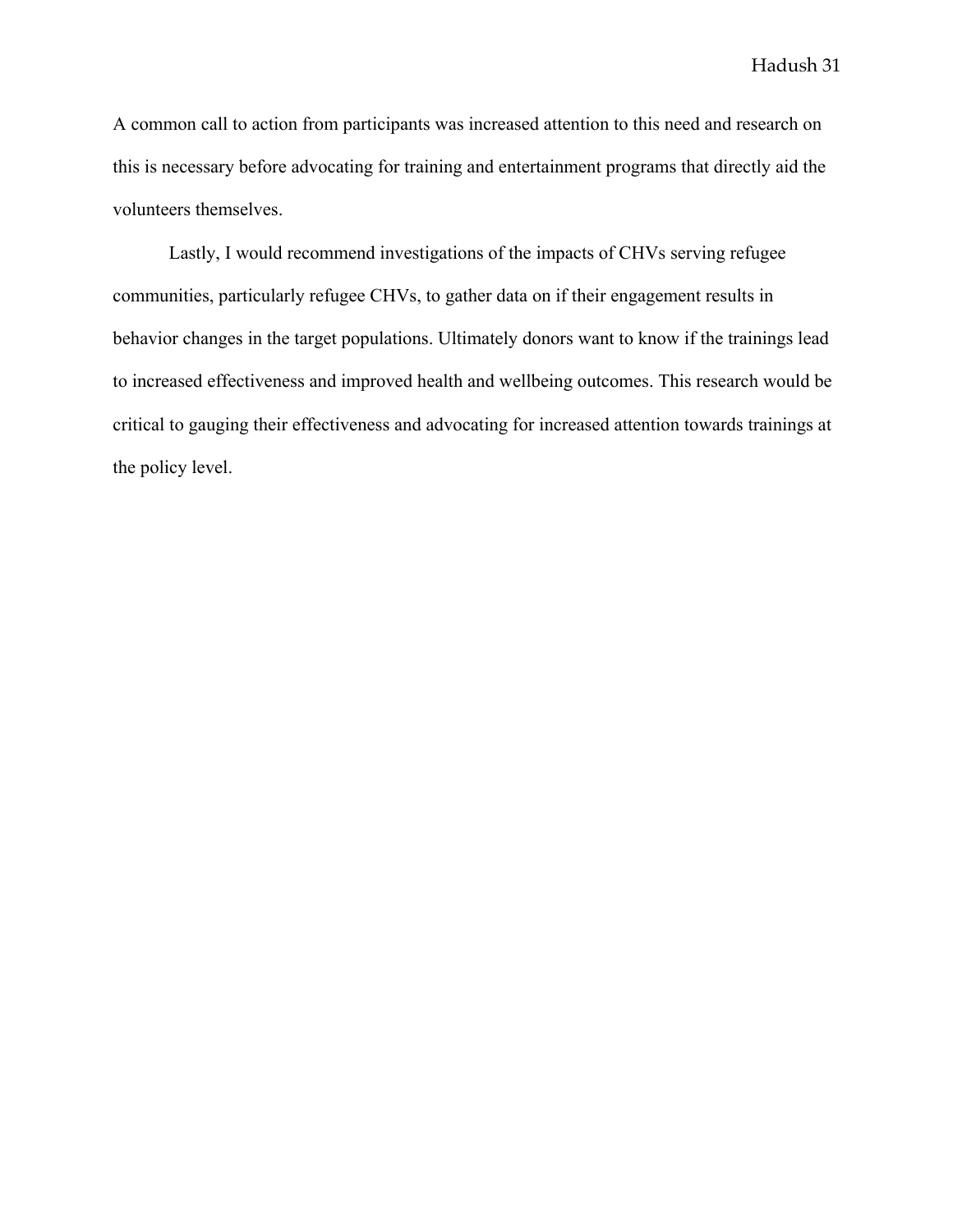A common call to action from participants was increased attention to this need and research on this is necessary before advocating for training and entertainment programs that directly aid the volunteers themselves.

Lastly, I would recommend investigations of the impacts of CHVs serving refugee communities, particularly refugee CHVs, to gather data on if their engagement results in behavior changes in the target populations. Ultimately donors want to know if the trainings lead to increased effectiveness and improved health and wellbeing outcomes. This research would be critical to gauging their effectiveness and advocating for increased attention towards trainings at the policy level.